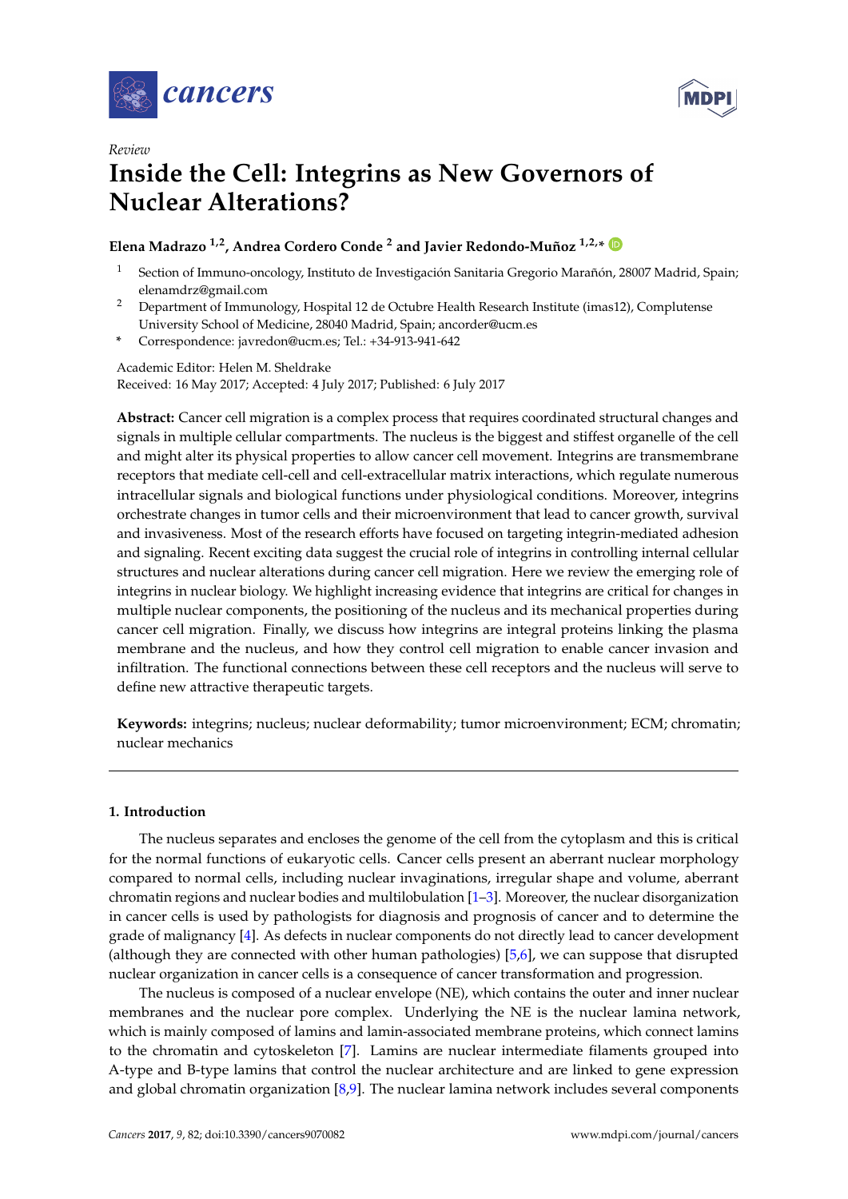*Review*

# Inside the Cell: Integrins as New Governors of Nuclear Alterations?

**Elena Madrazo [1,2], Andrea Cordero Conde [2] and Javier Redondo-Muñoz [1,2,*]**

[1] Section of Immuno-oncology, Instituto de Investigación Sanitaria Gregorio Marañón, 28007 Madrid, Spain; elenamdrz@gmail.com

[2] Department of Immunology, Hospital 12 de Octubre Health Research Institute (imas12), Complutense University School of Medicine, 28040 Madrid, Spain; ancorder@ucm.es

[*] Correspondence: javredon@ucm.es; Tel.: +34-913-941-642

Academic Editor: Helen M. Sheldrake
Received: 16 May 2017; Accepted: 4 July 2017; Published: 6 July 2017

**Abstract:** Cancer cell migration is a complex process that requires coordinated structural changes and signals in multiple cellular compartments. The nucleus is the biggest and stiffest organelle of the cell and might alter its physical properties to allow cancer cell movement. Integrins are transmembrane receptors that mediate cell-cell and cell-extracellular matrix interactions, which regulate numerous intracellular signals and biological functions under physiological conditions. Moreover, integrins orchestrate changes in tumor cells and their microenvironment that lead to cancer growth, survival and invasiveness. Most of the research efforts have focused on targeting integrin-mediated adhesion and signaling. Recent exciting data suggest the crucial role of integrins in controlling internal cellular structures and nuclear alterations during cancer cell migration. Here we review the emerging role of integrins in nuclear biology. We highlight increasing evidence that integrins are critical for changes in multiple nuclear components, the positioning of the nucleus and its mechanical properties during cancer cell migration. Finally, we discuss how integrins are integral proteins linking the plasma membrane and the nucleus, and how they control cell migration to enable cancer invasion and infiltration. The functional connections between these cell receptors and the nucleus will serve to define new attractive therapeutic targets.

**Keywords:** integrins; nucleus; nuclear deformability; tumor microenvironment; ECM; chromatin; nuclear mechanics

## 1. Introduction

The nucleus separates and encloses the genome of the cell from the cytoplasm and this is critical for the normal functions of eukaryotic cells. Cancer cells present an aberrant nuclear morphology compared to normal cells, including nuclear invaginations, irregular shape and volume, aberrant chromatin regions and nuclear bodies and multilobulation [1–3]. Moreover, the nuclear disorganization in cancer cells is used by pathologists for diagnosis and prognosis of cancer and to determine the grade of malignancy [4]. As defects in nuclear components do not directly lead to cancer development (although they are connected with other human pathologies) [5,6], we can suppose that disrupted nuclear organization in cancer cells is a consequence of cancer transformation and progression.

The nucleus is composed of a nuclear envelope (NE), which contains the outer and inner nuclear membranes and the nuclear pore complex. Underlying the NE is the nuclear lamina network, which is mainly composed of lamins and lamin-associated membrane proteins, which connect lamins to the chromatin and cytoskeleton [7]. Lamins are nuclear intermediate filaments grouped into A-type and B-type lamins that control the nuclear architecture and are linked to gene expression and global chromatin organization [8,9]. The nuclear lamina network includes several components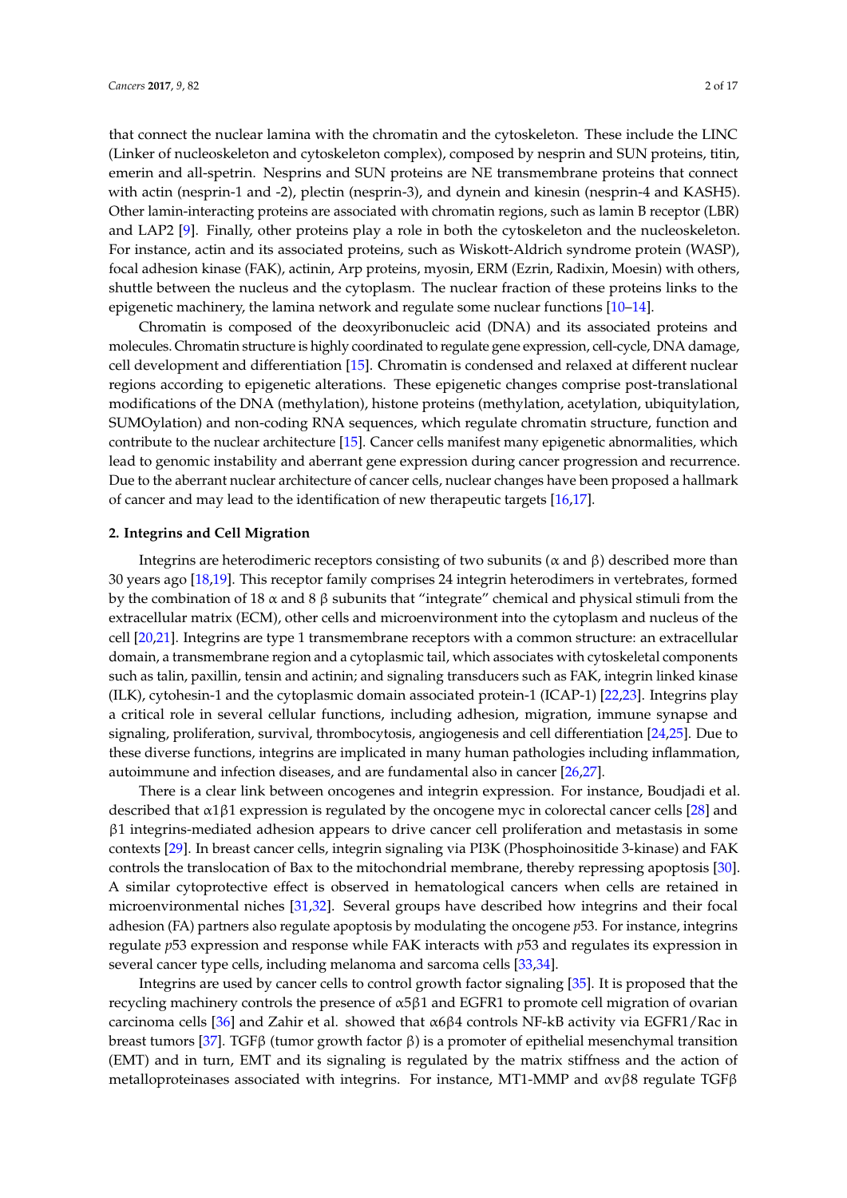that connect the nuclear lamina with the chromatin and the cytoskeleton. These include the LINC (Linker of nucleoskeleton and cytoskeleton complex), composed by nesprin and SUN proteins, titin, emerin and all-spetrin. Nesprins and SUN proteins are NE transmembrane proteins that connect with actin (nesprin-1 and -2), plectin (nesprin-3), and dynein and kinesin (nesprin-4 and KASH5). Other lamin-interacting proteins are associated with chromatin regions, such as lamin B receptor (LBR) and LAP2 [9]. Finally, other proteins play a role in both the cytoskeleton and the nucleoskeleton. For instance, actin and its associated proteins, such as Wiskott-Aldrich syndrome protein (WASP), focal adhesion kinase (FAK), actinin, Arp proteins, myosin, ERM (Ezrin, Radixin, Moesin) with others, shuttle between the nucleus and the cytoplasm. The nuclear fraction of these proteins links to the epigenetic machinery, the lamina network and regulate some nuclear functions [10–14].

Chromatin is composed of the deoxyribonucleic acid (DNA) and its associated proteins and molecules. Chromatin structure is highly coordinated to regulate gene expression, cell-cycle, DNA damage, cell development and differentiation [15]. Chromatin is condensed and relaxed at different nuclear regions according to epigenetic alterations. These epigenetic changes comprise post-translational modifications of the DNA (methylation), histone proteins (methylation, acetylation, ubiquitylation, SUMOylation) and non-coding RNA sequences, which regulate chromatin structure, function and contribute to the nuclear architecture [15]. Cancer cells manifest many epigenetic abnormalities, which lead to genomic instability and aberrant gene expression during cancer progression and recurrence. Due to the aberrant nuclear architecture of cancer cells, nuclear changes have been proposed a hallmark of cancer and may lead to the identification of new therapeutic targets [16,17].

## 2. Integrins and Cell Migration

Integrins are heterodimeric receptors consisting of two subunits (α and β) described more than 30 years ago [18,19]. This receptor family comprises 24 integrin heterodimers in vertebrates, formed by the combination of 18 α and 8 β subunits that "integrate" chemical and physical stimuli from the extracellular matrix (ECM), other cells and microenvironment into the cytoplasm and nucleus of the cell [20,21]. Integrins are type 1 transmembrane receptors with a common structure: an extracellular domain, a transmembrane region and a cytoplasmic tail, which associates with cytoskeletal components such as talin, paxillin, tensin and actinin; and signaling transducers such as FAK, integrin linked kinase (ILK), cytohesin-1 and the cytoplasmic domain associated protein-1 (ICAP-1) [22,23]. Integrins play a critical role in several cellular functions, including adhesion, migration, immune synapse and signaling, proliferation, survival, thrombocytosis, angiogenesis and cell differentiation [24,25]. Due to these diverse functions, integrins are implicated in many human pathologies including inflammation, autoimmune and infection diseases, and are fundamental also in cancer [26,27].

There is a clear link between oncogenes and integrin expression. For instance, Boudjadi et al. described that α1β1 expression is regulated by the oncogene myc in colorectal cancer cells [28] and β1 integrins-mediated adhesion appears to drive cancer cell proliferation and metastasis in some contexts [29]. In breast cancer cells, integrin signaling via PI3K (Phosphoinositide 3-kinase) and FAK controls the translocation of Bax to the mitochondrial membrane, thereby repressing apoptosis [30]. A similar cytoprotective effect is observed in hematological cancers when cells are retained in microenvironmental niches [31,32]. Several groups have described how integrins and their focal adhesion (FA) partners also regulate apoptosis by modulating the oncogene *p*53. For instance, integrins regulate *p*53 expression and response while FAK interacts with *p*53 and regulates its expression in several cancer type cells, including melanoma and sarcoma cells [33,34].

Integrins are used by cancer cells to control growth factor signaling [35]. It is proposed that the recycling machinery controls the presence of α5β1 and EGFR1 to promote cell migration of ovarian carcinoma cells [36] and Zahir et al. showed that α6β4 controls NF-kB activity via EGFR1/Rac in breast tumors [37]. TGFβ (tumor growth factor β) is a promoter of epithelial mesenchymal transition (EMT) and in turn, EMT and its signaling is regulated by the matrix stiffness and the action of metalloproteinases associated with integrins. For instance, MT1-MMP and αvβ8 regulate TGFβ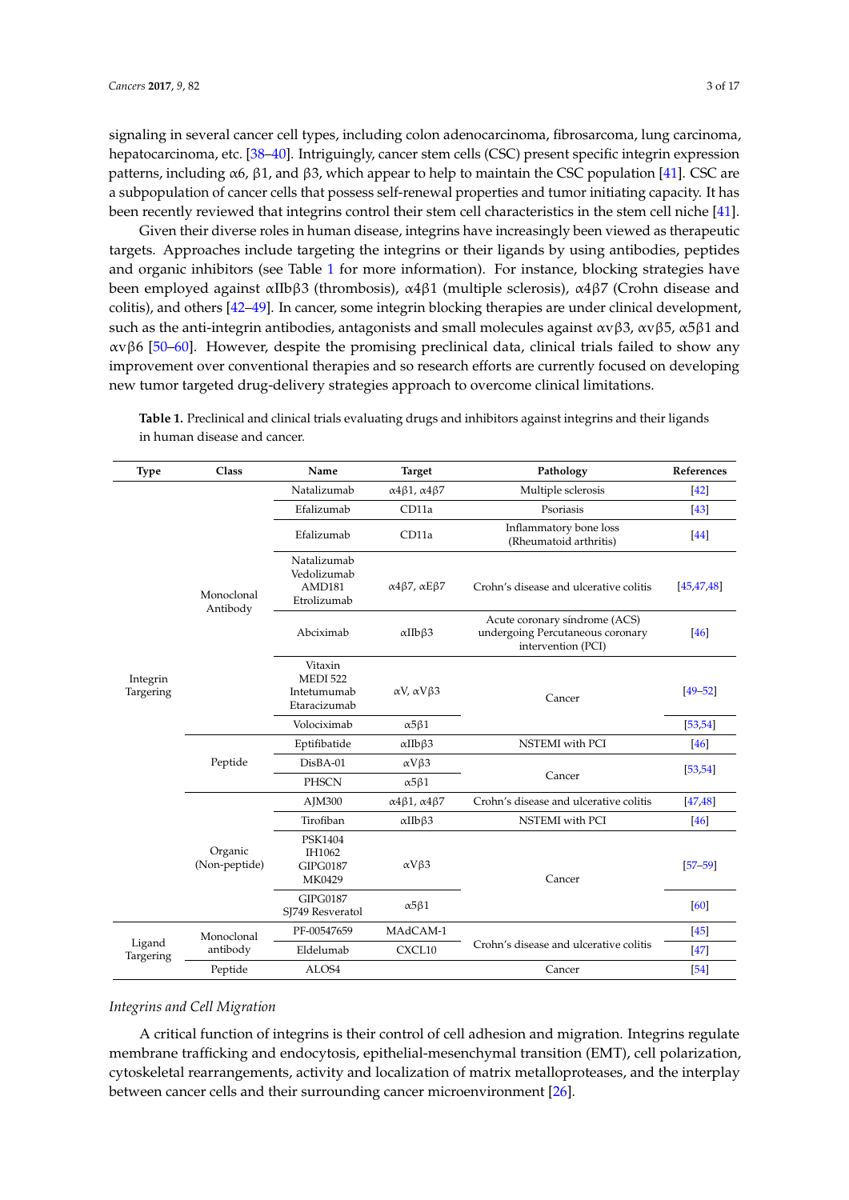signaling in several cancer cell types, including colon adenocarcinoma, fibrosarcoma, lung carcinoma, hepatocarcinoma, etc. [38–40]. Intriguingly, cancer stem cells (CSC) present specific integrin expression patterns, including α6, β1, and β3, which appear to help to maintain the CSC population [41]. CSC are a subpopulation of cancer cells that possess self-renewal properties and tumor initiating capacity. It has been recently reviewed that integrins control their stem cell characteristics in the stem cell niche [41].

Given their diverse roles in human disease, integrins have increasingly been viewed as therapeutic targets. Approaches include targeting the integrins or their ligands by using antibodies, peptides and organic inhibitors (see Table 1 for more information). For instance, blocking strategies have been employed against αIIbβ3 (thrombosis), α4β1 (multiple sclerosis), α4β7 (Crohn disease and colitis), and others [42–49]. In cancer, some integrin blocking therapies are under clinical development, such as the anti-integrin antibodies, antagonists and small molecules against αvβ3, αvβ5, α5β1 and αvβ6 [50–60]. However, despite the promising preclinical data, clinical trials failed to show any improvement over conventional therapies and so research efforts are currently focused on developing new tumor targeted drug-delivery strategies approach to overcome clinical limitations.

**Table 1.** Preclinical and clinical trials evaluating drugs and inhibitors against integrins and their ligands in human disease and cancer.

| Type | Class | Name | Target | Pathology | References |
|---|---|---|---|---|---|
| Integrin Targering | Monoclonal Antibody | Natalizumab | α4β1, α4β7 | Multiple sclerosis | [42] |
| | | Efalizumab | CD11a | Psoriasis | [43] |
| | | Efalizumab | CD11a | Inflammatory bone loss (Rheumatoid arthritis) | [44] |
| | | Natalizumab Vedolizumab AMD181 Etrolizumab | α4β7, αEβ7 | Crohn's disease and ulcerative colitis | [45,47,48] |
| | | Abciximab | αIIbβ3 | Acute coronary síndrome (ACS) undergoing Percutaneous coronary intervention (PCI) | [46] |
| | | Vitaxin MEDI 522 Intetumumab Etaracizumab | αV, αVβ3 | Cancer | [49–52] |
| | | Volociximab | α5β1 | | [53,54] |
| | Peptide | Eptifibatide | αIIbβ3 | NSTEMI with PCI | [46] |
| | | DisBA-01 | αVβ3 | Cancer | [53,54] |
| | | PHSCN | α5β1 | | |
| | Organic (Non-peptide) | AJM300 | α4β1, α4β7 | Crohn's disease and ulcerative colitis | [47,48] |
| | | Tirofiban | αIIbβ3 | NSTEMI with PCI | [46] |
| | | PSK1404 IH1062 GIPG0187 MK0429 | αVβ3 | Cancer | [57–59] |
| | | GIPG0187 SJ749 Resveratol | α5β1 | | [60] |
| Ligand Targering | Monoclonal antibody | PF-00547659 | MAdCAM-1 | Crohn's disease and ulcerative colitis | [45] |
| | | Eldelumab | CXCL10 | | [47] |
| | Peptide | ALOS4 | | Cancer | [54] |

*Integrins and Cell Migration*

A critical function of integrins is their control of cell adhesion and migration. Integrins regulate membrane trafficking and endocytosis, epithelial-mesenchymal transition (EMT), cell polarization, cytoskeletal rearrangements, activity and localization of matrix metalloproteases, and the interplay between cancer cells and their surrounding cancer microenvironment [26].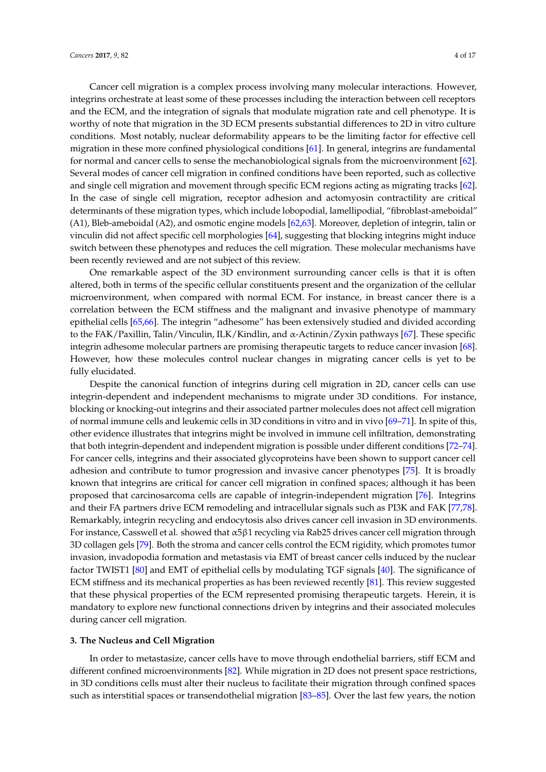Cancer cell migration is a complex process involving many molecular interactions. However, integrins orchestrate at least some of these processes including the interaction between cell receptors and the ECM, and the integration of signals that modulate migration rate and cell phenotype. It is worthy of note that migration in the 3D ECM presents substantial differences to 2D in vitro culture conditions. Most notably, nuclear deformability appears to be the limiting factor for effective cell migration in these more confined physiological conditions [61]. In general, integrins are fundamental for normal and cancer cells to sense the mechanobiological signals from the microenvironment [62]. Several modes of cancer cell migration in confined conditions have been reported, such as collective and single cell migration and movement through specific ECM regions acting as migrating tracks [62]. In the case of single cell migration, receptor adhesion and actomyosin contractility are critical determinants of these migration types, which include lobopodial, lamellipodial, "fibroblast-ameboidal" (A1), Bleb-ameboidal (A2), and osmotic engine models [62,63]. Moreover, depletion of integrin, talin or vinculin did not affect specific cell morphologies [64], suggesting that blocking integrins might induce switch between these phenotypes and reduces the cell migration. These molecular mechanisms have been recently reviewed and are not subject of this review.

One remarkable aspect of the 3D environment surrounding cancer cells is that it is often altered, both in terms of the specific cellular constituents present and the organization of the cellular microenvironment, when compared with normal ECM. For instance, in breast cancer there is a correlation between the ECM stiffness and the malignant and invasive phenotype of mammary epithelial cells [65,66]. The integrin "adhesome" has been extensively studied and divided according to the FAK/Paxillin, Talin/Vinculin, ILK/Kindlin, and α-Actinin/Zyxin pathways [67]. These specific integrin adhesome molecular partners are promising therapeutic targets to reduce cancer invasion [68]. However, how these molecules control nuclear changes in migrating cancer cells is yet to be fully elucidated.

Despite the canonical function of integrins during cell migration in 2D, cancer cells can use integrin-dependent and independent mechanisms to migrate under 3D conditions. For instance, blocking or knocking-out integrins and their associated partner molecules does not affect cell migration of normal immune cells and leukemic cells in 3D conditions in vitro and in vivo [69–71]. In spite of this, other evidence illustrates that integrins might be involved in immune cell infiltration, demonstrating that both integrin-dependent and independent migration is possible under different conditions [72–74]. For cancer cells, integrins and their associated glycoproteins have been shown to support cancer cell adhesion and contribute to tumor progression and invasive cancer phenotypes [75]. It is broadly known that integrins are critical for cancer cell migration in confined spaces; although it has been proposed that carcinosarcoma cells are capable of integrin-independent migration [76]. Integrins and their FA partners drive ECM remodeling and intracellular signals such as PI3K and FAK [77,78]. Remarkably, integrin recycling and endocytosis also drives cancer cell invasion in 3D environments. For instance, Casswell et al. showed that α5β1 recycling via Rab25 drives cancer cell migration through 3D collagen gels [79]. Both the stroma and cancer cells control the ECM rigidity, which promotes tumor invasion, invadopodia formation and metastasis via EMT of breast cancer cells induced by the nuclear factor TWIST1 [80] and EMT of epithelial cells by modulating TGF signals [40]. The significance of ECM stiffness and its mechanical properties as has been reviewed recently [81]. This review suggested that these physical properties of the ECM represented promising therapeutic targets. Herein, it is mandatory to explore new functional connections driven by integrins and their associated molecules during cancer cell migration.

## 3. The Nucleus and Cell Migration

In order to metastasize, cancer cells have to move through endothelial barriers, stiff ECM and different confined microenvironments [82]. While migration in 2D does not present space restrictions, in 3D conditions cells must alter their nucleus to facilitate their migration through confined spaces such as interstitial spaces or transendothelial migration [83–85]. Over the last few years, the notion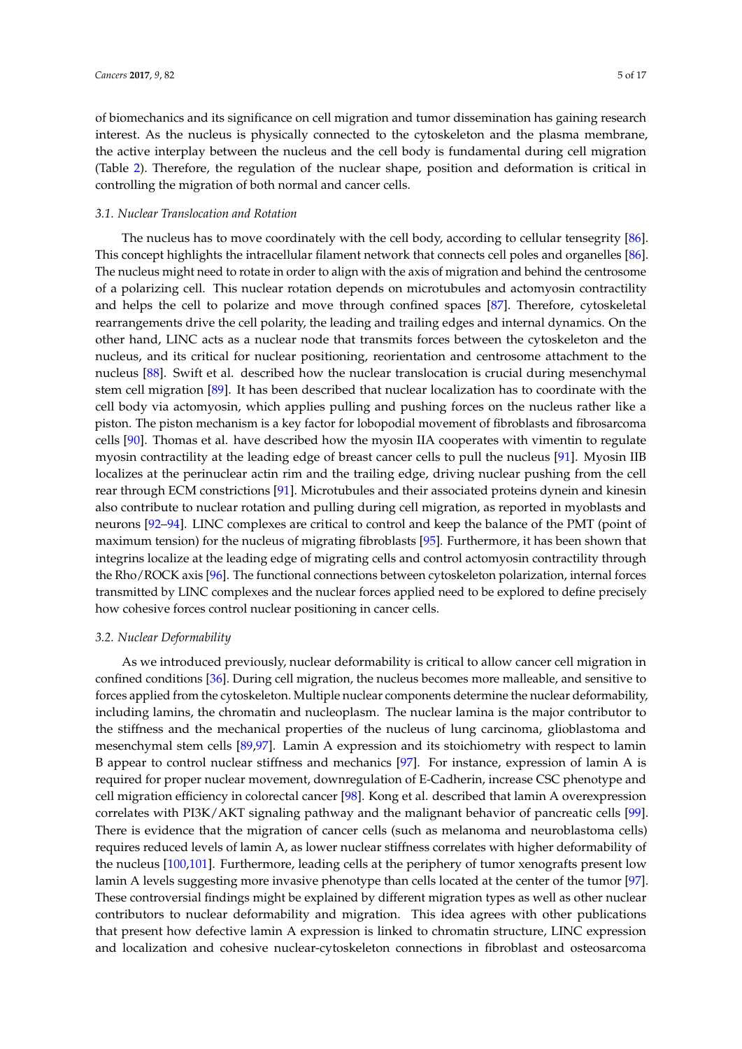of biomechanics and its significance on cell migration and tumor dissemination has gaining research interest. As the nucleus is physically connected to the cytoskeleton and the plasma membrane, the active interplay between the nucleus and the cell body is fundamental during cell migration (Table 2). Therefore, the regulation of the nuclear shape, position and deformation is critical in controlling the migration of both normal and cancer cells.

### *3.1. Nuclear Translocation and Rotation*

The nucleus has to move coordinately with the cell body, according to cellular tensegrity [86]. This concept highlights the intracellular filament network that connects cell poles and organelles [86]. The nucleus might need to rotate in order to align with the axis of migration and behind the centrosome of a polarizing cell. This nuclear rotation depends on microtubules and actomyosin contractility and helps the cell to polarize and move through confined spaces [87]. Therefore, cytoskeletal rearrangements drive the cell polarity, the leading and trailing edges and internal dynamics. On the other hand, LINC acts as a nuclear node that transmits forces between the cytoskeleton and the nucleus, and its critical for nuclear positioning, reorientation and centrosome attachment to the nucleus [88]. Swift et al. described how the nuclear translocation is crucial during mesenchymal stem cell migration [89]. It has been described that nuclear localization has to coordinate with the cell body via actomyosin, which applies pulling and pushing forces on the nucleus rather like a piston. The piston mechanism is a key factor for lobopodial movement of fibroblasts and fibrosarcoma cells [90]. Thomas et al. have described how the myosin IIA cooperates with vimentin to regulate myosin contractility at the leading edge of breast cancer cells to pull the nucleus [91]. Myosin IIB localizes at the perinuclear actin rim and the trailing edge, driving nuclear pushing from the cell rear through ECM constrictions [91]. Microtubules and their associated proteins dynein and kinesin also contribute to nuclear rotation and pulling during cell migration, as reported in myoblasts and neurons [92–94]. LINC complexes are critical to control and keep the balance of the PMT (point of maximum tension) for the nucleus of migrating fibroblasts [95]. Furthermore, it has been shown that integrins localize at the leading edge of migrating cells and control actomyosin contractility through the Rho/ROCK axis [96]. The functional connections between cytoskeleton polarization, internal forces transmitted by LINC complexes and the nuclear forces applied need to be explored to define precisely how cohesive forces control nuclear positioning in cancer cells.

### *3.2. Nuclear Deformability*

As we introduced previously, nuclear deformability is critical to allow cancer cell migration in confined conditions [36]. During cell migration, the nucleus becomes more malleable, and sensitive to forces applied from the cytoskeleton. Multiple nuclear components determine the nuclear deformability, including lamins, the chromatin and nucleoplasm. The nuclear lamina is the major contributor to the stiffness and the mechanical properties of the nucleus of lung carcinoma, glioblastoma and mesenchymal stem cells [89,97]. Lamin A expression and its stoichiometry with respect to lamin B appear to control nuclear stiffness and mechanics [97]. For instance, expression of lamin A is required for proper nuclear movement, downregulation of E-Cadherin, increase CSC phenotype and cell migration efficiency in colorectal cancer [98]. Kong et al. described that lamin A overexpression correlates with PI3K/AKT signaling pathway and the malignant behavior of pancreatic cells [99]. There is evidence that the migration of cancer cells (such as melanoma and neuroblastoma cells) requires reduced levels of lamin A, as lower nuclear stiffness correlates with higher deformability of the nucleus [100,101]. Furthermore, leading cells at the periphery of tumor xenografts present low lamin A levels suggesting more invasive phenotype than cells located at the center of the tumor [97]. These controversial findings might be explained by different migration types as well as other nuclear contributors to nuclear deformability and migration. This idea agrees with other publications that present how defective lamin A expression is linked to chromatin structure, LINC expression and localization and cohesive nuclear-cytoskeleton connections in fibroblast and osteosarcoma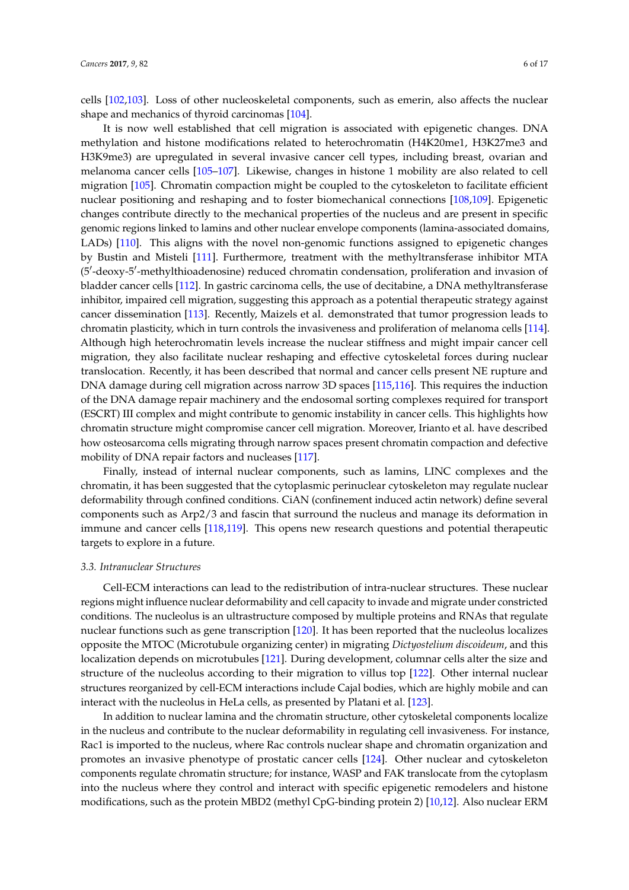cells [102,103]. Loss of other nucleoskeletal components, such as emerin, also affects the nuclear shape and mechanics of thyroid carcinomas [104].

It is now well established that cell migration is associated with epigenetic changes. DNA methylation and histone modifications related to heterochromatin (H4K20me1, H3K27me3 and H3K9me3) are upregulated in several invasive cancer cell types, including breast, ovarian and melanoma cancer cells [105–107]. Likewise, changes in histone 1 mobility are also related to cell migration [105]. Chromatin compaction might be coupled to the cytoskeleton to facilitate efficient nuclear positioning and reshaping and to foster biomechanical connections [108,109]. Epigenetic changes contribute directly to the mechanical properties of the nucleus and are present in specific genomic regions linked to lamins and other nuclear envelope components (lamina-associated domains, LADs) [110]. This aligns with the novel non-genomic functions assigned to epigenetic changes by Bustin and Misteli [111]. Furthermore, treatment with the methyltransferase inhibitor MTA (5′-deoxy-5′-methylthioadenosine) reduced chromatin condensation, proliferation and invasion of bladder cancer cells [112]. In gastric carcinoma cells, the use of decitabine, a DNA methyltransferase inhibitor, impaired cell migration, suggesting this approach as a potential therapeutic strategy against cancer dissemination [113]. Recently, Maizels et al. demonstrated that tumor progression leads to chromatin plasticity, which in turn controls the invasiveness and proliferation of melanoma cells [114]. Although high heterochromatin levels increase the nuclear stiffness and might impair cancer cell migration, they also facilitate nuclear reshaping and effective cytoskeletal forces during nuclear translocation. Recently, it has been described that normal and cancer cells present NE rupture and DNA damage during cell migration across narrow 3D spaces [115,116]. This requires the induction of the DNA damage repair machinery and the endosomal sorting complexes required for transport (ESCRT) III complex and might contribute to genomic instability in cancer cells. This highlights how chromatin structure might compromise cancer cell migration. Moreover, Irianto et al. have described how osteosarcoma cells migrating through narrow spaces present chromatin compaction and defective mobility of DNA repair factors and nucleases [117].

Finally, instead of internal nuclear components, such as lamins, LINC complexes and the chromatin, it has been suggested that the cytoplasmic perinuclear cytoskeleton may regulate nuclear deformability through confined conditions. CiAN (confinement induced actin network) define several components such as Arp2/3 and fascin that surround the nucleus and manage its deformation in immune and cancer cells [118,119]. This opens new research questions and potential therapeutic targets to explore in a future.

### 3.3. Intranuclear Structures

Cell-ECM interactions can lead to the redistribution of intra-nuclear structures. These nuclear regions might influence nuclear deformability and cell capacity to invade and migrate under constricted conditions. The nucleolus is an ultrastructure composed by multiple proteins and RNAs that regulate nuclear functions such as gene transcription [120]. It has been reported that the nucleolus localizes opposite the MTOC (Microtubule organizing center) in migrating *Dictyostelium discoideum*, and this localization depends on microtubules [121]. During development, columnar cells alter the size and structure of the nucleolus according to their migration to villus top [122]. Other internal nuclear structures reorganized by cell-ECM interactions include Cajal bodies, which are highly mobile and can interact with the nucleolus in HeLa cells, as presented by Platani et al. [123].

In addition to nuclear lamina and the chromatin structure, other cytoskeletal components localize in the nucleus and contribute to the nuclear deformability in regulating cell invasiveness. For instance, Rac1 is imported to the nucleus, where Rac controls nuclear shape and chromatin organization and promotes an invasive phenotype of prostatic cancer cells [124]. Other nuclear and cytoskeleton components regulate chromatin structure; for instance, WASP and FAK translocate from the cytoplasm into the nucleus where they control and interact with specific epigenetic remodelers and histone modifications, such as the protein MBD2 (methyl CpG-binding protein 2) [10,12]. Also nuclear ERM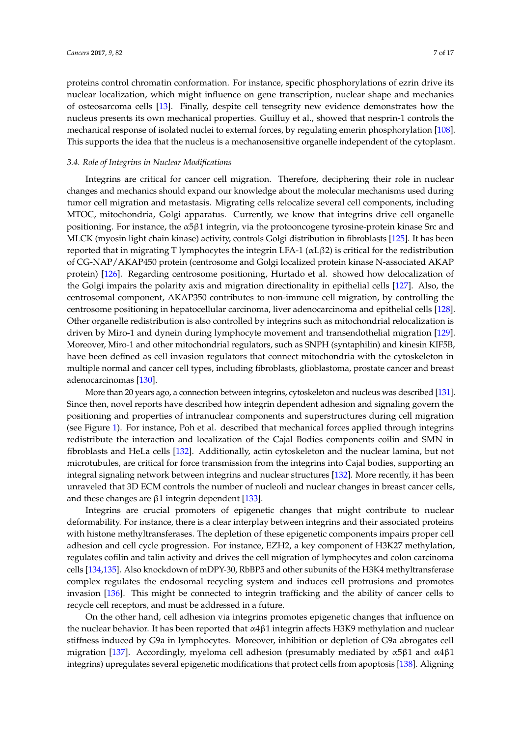proteins control chromatin conformation. For instance, specific phosphorylations of ezrin drive its nuclear localization, which might influence on gene transcription, nuclear shape and mechanics of osteosarcoma cells [13]. Finally, despite cell tensegrity new evidence demonstrates how the nucleus presents its own mechanical properties. Guilluy et al., showed that nesprin-1 controls the mechanical response of isolated nuclei to external forces, by regulating emerin phosphorylation [108]. This supports the idea that the nucleus is a mechanosensitive organelle independent of the cytoplasm.

### 3.4. Role of Integrins in Nuclear Modifications

Integrins are critical for cancer cell migration. Therefore, deciphering their role in nuclear changes and mechanics should expand our knowledge about the molecular mechanisms used during tumor cell migration and metastasis. Migrating cells relocalize several cell components, including MTOC, mitochondria, Golgi apparatus. Currently, we know that integrins drive cell organelle positioning. For instance, the $\alpha5\beta1$ integrin, via the protooncogene tyrosine-protein kinase Src and MLCK (myosin light chain kinase) activity, controls Golgi distribution in fibroblasts [125]. It has been reported that in migrating T lymphocytes the integrin LFA-1 ($\alpha L\beta2$) is critical for the redistribution of CG-NAP/AKAP450 protein (centrosome and Golgi localized protein kinase N-associated AKAP protein) [126]. Regarding centrosome positioning, Hurtado et al. showed how delocalization of the Golgi impairs the polarity axis and migration directionality in epithelial cells [127]. Also, the centrosomal component, AKAP350 contributes to non-immune cell migration, by controlling the centrosome positioning in hepatocellular carcinoma, liver adenocarcinoma and epithelial cells [128]. Other organelle redistribution is also controlled by integrins such as mitochondrial relocalization is driven by Miro-1 and dynein during lymphocyte movement and transendothelial migration [129]. Moreover, Miro-1 and other mitochondrial regulators, such as SNPH (syntaphilin) and kinesin KIF5B, have been defined as cell invasion regulators that connect mitochondria with the cytoskeleton in multiple normal and cancer cell types, including fibroblasts, glioblastoma, prostate cancer and breast adenocarcinomas [130].

More than 20 years ago, a connection between integrins, cytoskeleton and nucleus was described [131]. Since then, novel reports have described how integrin dependent adhesion and signaling govern the positioning and properties of intranuclear components and superstructures during cell migration (see Figure 1). For instance, Poh et al. described that mechanical forces applied through integrins redistribute the interaction and localization of the Cajal Bodies components coilin and SMN in fibroblasts and HeLa cells [132]. Additionally, actin cytoskeleton and the nuclear lamina, but not microtubules, are critical for force transmission from the integrins into Cajal bodies, supporting an integral signaling network between integrins and nuclear structures [132]. More recently, it has been unraveled that 3D ECM controls the number of nucleoli and nuclear changes in breast cancer cells, and these changes are $\beta1$ integrin dependent [133].

Integrins are crucial promoters of epigenetic changes that might contribute to nuclear deformability. For instance, there is a clear interplay between integrins and their associated proteins with histone methyltransferases. The depletion of these epigenetic components impairs proper cell adhesion and cell cycle progression. For instance, EZH2, a key component of H3K27 methylation, regulates cofilin and talin activity and drives the cell migration of lymphocytes and colon carcinoma cells [134,135]. Also knockdown of mDPY-30, RbBP5 and other subunits of the H3K4 methyltransferase complex regulates the endosomal recycling system and induces cell protrusions and promotes invasion [136]. This might be connected to integrin trafficking and the ability of cancer cells to recycle cell receptors, and must be addressed in a future.

On the other hand, cell adhesion via integrins promotes epigenetic changes that influence on the nuclear behavior. It has been reported that $\alpha4\beta1$ integrin affects H3K9 methylation and nuclear stiffness induced by G9a in lymphocytes. Moreover, inhibition or depletion of G9a abrogates cell migration [137]. Accordingly, myeloma cell adhesion (presumably mediated by $\alpha5\beta1$ and $\alpha4\beta1$ integrins) upregulates several epigenetic modifications that protect cells from apoptosis [138]. Aligning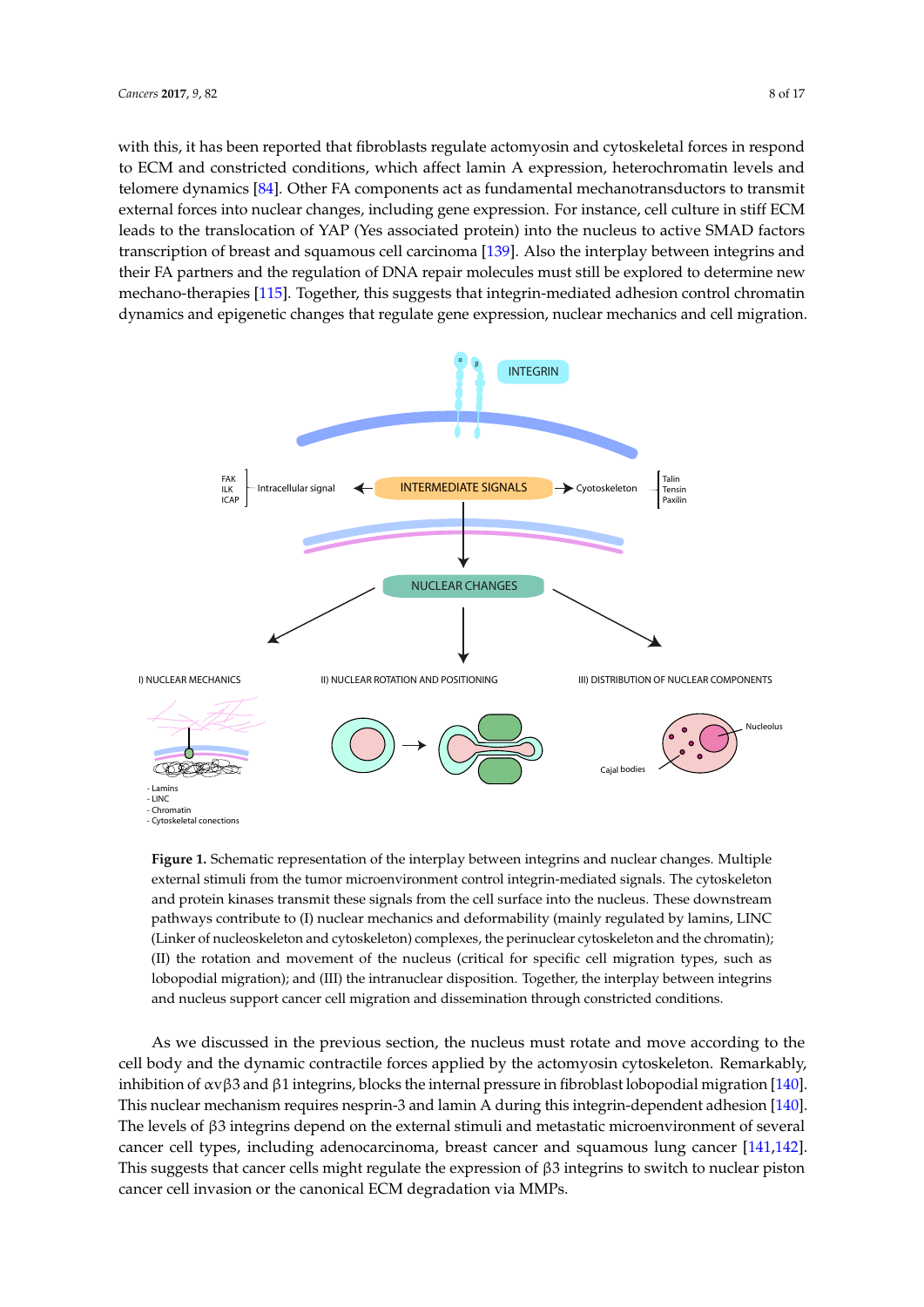with this, it has been reported that fibroblasts regulate actomyosin and cytoskeletal forces in respond to ECM and constricted conditions, which affect lamin A expression, heterochromatin levels and telomere dynamics [84]. Other FA components act as fundamental mechanotransductors to transmit external forces into nuclear changes, including gene expression. For instance, cell culture in stiff ECM leads to the translocation of YAP (Yes associated protein) into the nucleus to active SMAD factors transcription of breast and squamous cell carcinoma [139]. Also the interplay between integrins and their FA partners and the regulation of DNA repair molecules must still be explored to determine new mechano-therapies [115]. Together, this suggests that integrin-mediated adhesion control chromatin dynamics and epigenetic changes that regulate gene expression, nuclear mechanics and cell migration.

**Figure 1.** Schematic representation of the interplay between integrins and nuclear changes. Multiple external stimuli from the tumor microenvironment control integrin-mediated signals. The cytoskeleton and protein kinases transmit these signals from the cell surface into the nucleus. These downstream pathways contribute to (I) nuclear mechanics and deformability (mainly regulated by lamins, LINC (Linker of nucleoskeleton and cytoskeleton) complexes, the perinuclear cytoskeleton and the chromatin); (II) the rotation and movement of the nucleus (critical for specific cell migration types, such as lobopodial migration); and (III) the intranuclear disposition. Together, the interplay between integrins and nucleus support cancer cell migration and dissemination through constricted conditions.

As we discussed in the previous section, the nucleus must rotate and move according to the cell body and the dynamic contractile forces applied by the actomyosin cytoskeleton. Remarkably, inhibition of $\alpha v\beta 3$ and $\beta 1$ integrins, blocks the internal pressure in fibroblast lobopodial migration [140]. This nuclear mechanism requires nesprin-3 and lamin A during this integrin-dependent adhesion [140]. The levels of $\beta 3$ integrins depend on the external stimuli and metastatic microenvironment of several cancer cell types, including adenocarcinoma, breast cancer and squamous lung cancer [141,142]. This suggests that cancer cells might regulate the expression of $\beta 3$ integrins to switch to nuclear piston cancer cell invasion or the canonical ECM degradation via MMPs.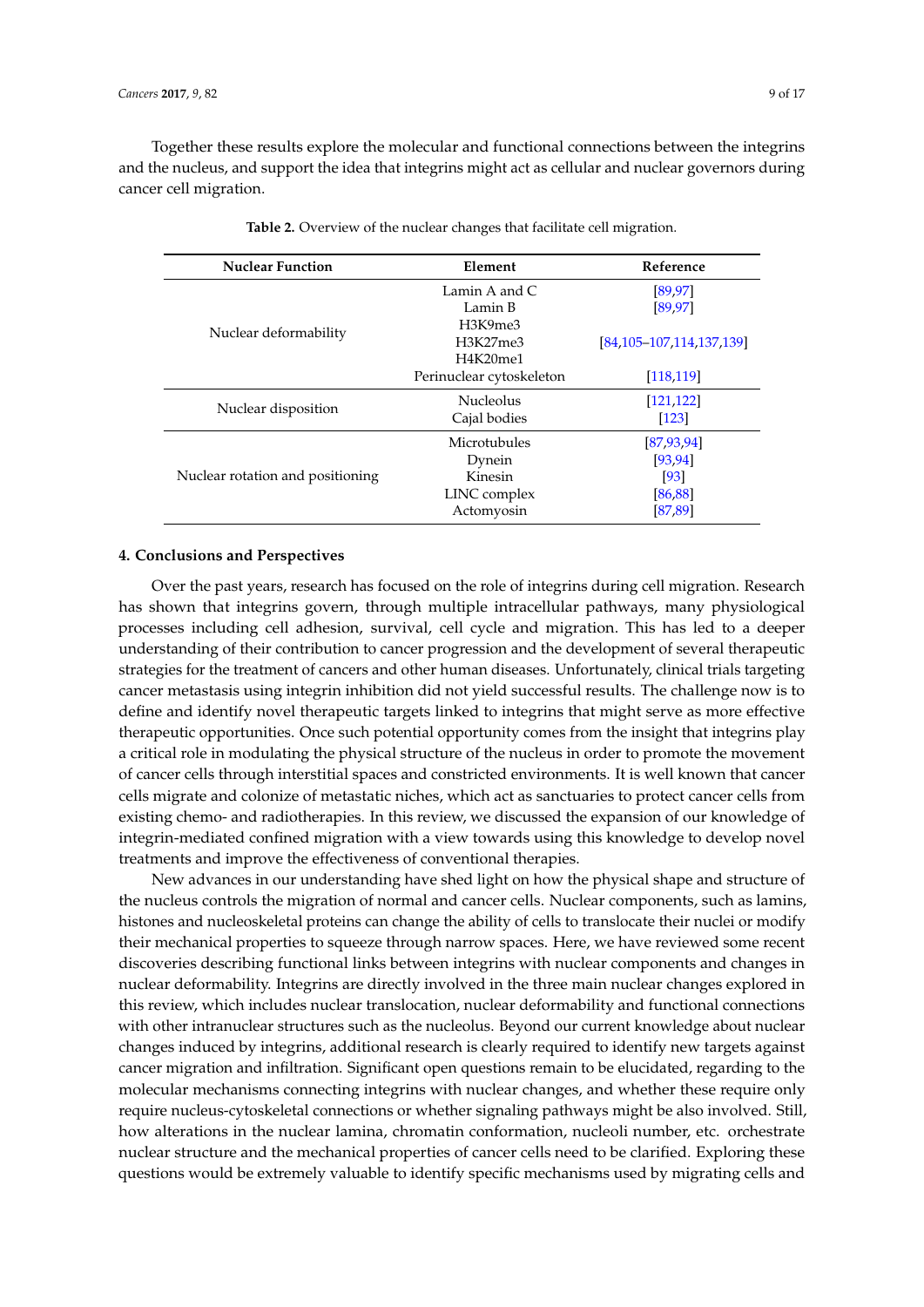Together these results explore the molecular and functional connections between the integrins and the nucleus, and support the idea that integrins might act as cellular and nuclear governors during cancer cell migration.

**Table 2.** Overview of the nuclear changes that facilitate cell migration.

| Nuclear Function | Element | Reference |
|---|---|---|
| Nuclear deformability | Lamin A and C | [89,97] |
| | Lamin B | [89,97] |
| | H3K9me3 | |
| | H3K27me3 | [84,105–107,114,137,139] |
| | H4K20me1 | |
| | Perinuclear cytoskeleton | [118,119] |
| Nuclear disposition | Nucleolus | [121,122] |
| | Cajal bodies | [123] |
| Nuclear rotation and positioning | Microtubules | [87,93,94] |
| | Dynein | [93,94] |
| | Kinesin | [93] |
| | LINC complex | [86,88] |
| | Actomyosin | [87,89] |

## 4. Conclusions and Perspectives

Over the past years, research has focused on the role of integrins during cell migration. Research has shown that integrins govern, through multiple intracellular pathways, many physiological processes including cell adhesion, survival, cell cycle and migration. This has led to a deeper understanding of their contribution to cancer progression and the development of several therapeutic strategies for the treatment of cancers and other human diseases. Unfortunately, clinical trials targeting cancer metastasis using integrin inhibition did not yield successful results. The challenge now is to define and identify novel therapeutic targets linked to integrins that might serve as more effective therapeutic opportunities. Once such potential opportunity comes from the insight that integrins play a critical role in modulating the physical structure of the nucleus in order to promote the movement of cancer cells through interstitial spaces and constricted environments. It is well known that cancer cells migrate and colonize of metastatic niches, which act as sanctuaries to protect cancer cells from existing chemo- and radiotherapies. In this review, we discussed the expansion of our knowledge of integrin-mediated confined migration with a view towards using this knowledge to develop novel treatments and improve the effectiveness of conventional therapies.

New advances in our understanding have shed light on how the physical shape and structure of the nucleus controls the migration of normal and cancer cells. Nuclear components, such as lamins, histones and nucleoskeletal proteins can change the ability of cells to translocate their nuclei or modify their mechanical properties to squeeze through narrow spaces. Here, we have reviewed some recent discoveries describing functional links between integrins with nuclear components and changes in nuclear deformability. Integrins are directly involved in the three main nuclear changes explored in this review, which includes nuclear translocation, nuclear deformability and functional connections with other intranuclear structures such as the nucleolus. Beyond our current knowledge about nuclear changes induced by integrins, additional research is clearly required to identify new targets against cancer migration and infiltration. Significant open questions remain to be elucidated, regarding to the molecular mechanisms connecting integrins with nuclear changes, and whether these require only require nucleus-cytoskeletal connections or whether signaling pathways might be also involved. Still, how alterations in the nuclear lamina, chromatin conformation, nucleoli number, etc. orchestrate nuclear structure and the mechanical properties of cancer cells need to be clarified. Exploring these questions would be extremely valuable to identify specific mechanisms used by migrating cells and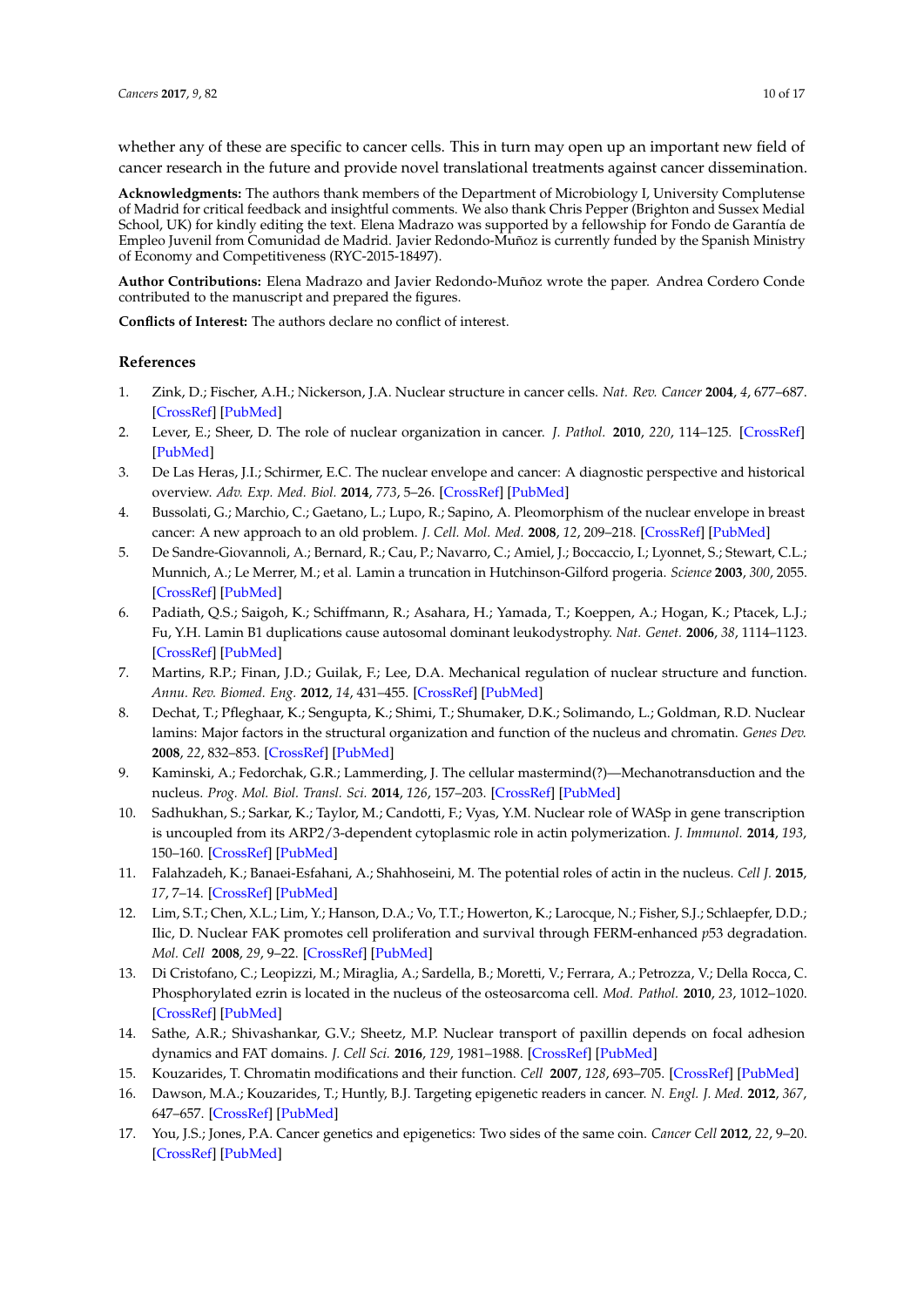whether any of these are specific to cancer cells. This in turn may open up an important new field of cancer research in the future and provide novel translational treatments against cancer dissemination.

**Acknowledgments:** The authors thank members of the Department of Microbiology I, University Complutense of Madrid for critical feedback and insightful comments. We also thank Chris Pepper (Brighton and Sussex Medial School, UK) for kindly editing the text. Elena Madrazo was supported by a fellowship for Fondo de Garantía de Empleo Juvenil from Comunidad de Madrid. Javier Redondo-Muñoz is currently funded by the Spanish Ministry of Economy and Competitiveness (RYC-2015-18497).

**Author Contributions:** Elena Madrazo and Javier Redondo-Muñoz wrote the paper. Andrea Cordero Conde contributed to the manuscript and prepared the figures.

**Conflicts of Interest:** The authors declare no conflict of interest.

## References

1. Zink, D.; Fischer, A.H.; Nickerson, J.A. Nuclear structure in cancer cells. *Nat. Rev. Cancer* **2004**, *4*, 677–687. [CrossRef] [PubMed]
2. Lever, E.; Sheer, D. The role of nuclear organization in cancer. *J. Pathol.* **2010**, *220*, 114–125. [CrossRef] [PubMed]
3. De Las Heras, J.I.; Schirmer, E.C. The nuclear envelope and cancer: A diagnostic perspective and historical overview. *Adv. Exp. Med. Biol.* **2014**, *773*, 5–26. [CrossRef] [PubMed]
4. Bussolati, G.; Marchio, C.; Gaetano, L.; Lupo, R.; Sapino, A. Pleomorphism of the nuclear envelope in breast cancer: A new approach to an old problem. *J. Cell. Mol. Med.* **2008**, *12*, 209–218. [CrossRef] [PubMed]
5. De Sandre-Giovannoli, A.; Bernard, R.; Cau, P.; Navarro, C.; Amiel, J.; Boccaccio, I.; Lyonnet, S.; Stewart, C.L.; Munnich, A.; Le Merrer, M.; et al. Lamin a truncation in Hutchinson-Gilford progeria. *Science* **2003**, *300*, 2055. [CrossRef] [PubMed]
6. Padiath, Q.S.; Saigoh, K.; Schiffmann, R.; Asahara, H.; Yamada, T.; Koeppen, A.; Hogan, K.; Ptacek, L.J.; Fu, Y.H. Lamin B1 duplications cause autosomal dominant leukodystrophy. *Nat. Genet.* **2006**, *38*, 1114–1123. [CrossRef] [PubMed]
7. Martins, R.P.; Finan, J.D.; Guilak, F.; Lee, D.A. Mechanical regulation of nuclear structure and function. *Annu. Rev. Biomed. Eng.* **2012**, *14*, 431–455. [CrossRef] [PubMed]
8. Dechat, T.; Pfleghaar, K.; Sengupta, K.; Shimi, T.; Shumaker, D.K.; Solimando, L.; Goldman, R.D. Nuclear lamins: Major factors in the structural organization and function of the nucleus and chromatin. *Genes Dev.* **2008**, *22*, 832–853. [CrossRef] [PubMed]
9. Kaminski, A.; Fedorchak, G.R.; Lammerding, J. The cellular mastermind(?)—Mechanotransduction and the nucleus. *Prog. Mol. Biol. Transl. Sci.* **2014**, *126*, 157–203. [CrossRef] [PubMed]
10. Sadhukhan, S.; Sarkar, K.; Taylor, M.; Candotti, F.; Vyas, Y.M. Nuclear role of WASp in gene transcription is uncoupled from its ARP2/3-dependent cytoplasmic role in actin polymerization. *J. Immunol.* **2014**, *193*, 150–160. [CrossRef] [PubMed]
11. Falahzadeh, K.; Banaei-Esfahani, A.; Shahhoseini, M. The potential roles of actin in the nucleus. *Cell J.* **2015**, *17*, 7–14. [CrossRef] [PubMed]
12. Lim, S.T.; Chen, X.L.; Lim, Y.; Hanson, D.A.; Vo, T.T.; Howerton, K.; Larocque, N.; Fisher, S.J.; Schlaepfer, D.D.; Ilic, D. Nuclear FAK promotes cell proliferation and survival through FERM-enhanced *p*53 degradation. *Mol. Cell* **2008**, *29*, 9–22. [CrossRef] [PubMed]
13. Di Cristofano, C.; Leopizzi, M.; Miraglia, A.; Sardella, B.; Moretti, V.; Ferrara, A.; Petrozza, V.; Della Rocca, C. Phosphorylated ezrin is located in the nucleus of the osteosarcoma cell. *Mod. Pathol.* **2010**, *23*, 1012–1020. [CrossRef] [PubMed]
14. Sathe, A.R.; Shivashankar, G.V.; Sheetz, M.P. Nuclear transport of paxillin depends on focal adhesion dynamics and FAT domains. *J. Cell Sci.* **2016**, *129*, 1981–1988. [CrossRef] [PubMed]
15. Kouzarides, T. Chromatin modifications and their function. *Cell* **2007**, *128*, 693–705. [CrossRef] [PubMed]
16. Dawson, M.A.; Kouzarides, T.; Huntly, B.J. Targeting epigenetic readers in cancer. *N. Engl. J. Med.* **2012**, *367*, 647–657. [CrossRef] [PubMed]
17. You, J.S.; Jones, P.A. Cancer genetics and epigenetics: Two sides of the same coin. *Cancer Cell* **2012**, *22*, 9–20. [CrossRef] [PubMed]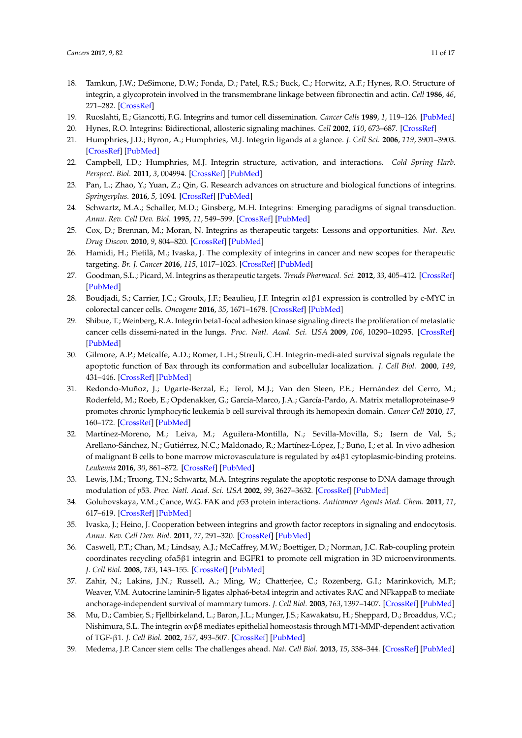18. Tamkun, J.W.; DeSimone, D.W.; Fonda, D.; Patel, R.S.; Buck, C.; Horwitz, A.F.; Hynes, R.O. Structure of integrin, a glycoprotein involved in the transmembrane linkage between fibronectin and actin. *Cell* **1986**, *46*, 271–282. [CrossRef]
19. Ruoslahti, E.; Giancotti, F.G. Integrins and tumor cell dissemination. *Cancer Cells* **1989**, *1*, 119–126. [PubMed]
20. Hynes, R.O. Integrins: Bidirectional, allosteric signaling machines. *Cell* **2002**, *110*, 673–687. [CrossRef]
21. Humphries, J.D.; Byron, A.; Humphries, M.J. Integrin ligands at a glance. *J. Cell Sci.* **2006**, *119*, 3901–3903. [CrossRef] [PubMed]
22. Campbell, I.D.; Humphries, M.J. Integrin structure, activation, and interactions. *Cold Spring Harb. Perspect. Biol.* **2011**, *3*, 004994. [CrossRef] [PubMed]
23. Pan, L.; Zhao, Y.; Yuan, Z.; Qin, G. Research advances on structure and biological functions of integrins. *Springerplus.* **2016**, *5*, 1094. [CrossRef] [PubMed]
24. Schwartz, M.A.; Schaller, M.D.; Ginsberg, M.H. Integrins: Emerging paradigms of signal transduction. *Annu. Rev. Cell Dev. Biol.* **1995**, *11*, 549–599. [CrossRef] [PubMed]
25. Cox, D.; Brennan, M.; Moran, N. Integrins as therapeutic targets: Lessons and opportunities. *Nat. Rev. Drug Discov.* **2010**, *9*, 804–820. [CrossRef] [PubMed]
26. Hamidi, H.; Pietilä, M.; Ivaska, J. The complexity of integrins in cancer and new scopes for therapeutic targeting. *Br. J. Cancer* **2016**, *115*, 1017–1023. [CrossRef] [PubMed]
27. Goodman, S.L.; Picard, M. Integrins as therapeutic targets. *Trends Pharmacol. Sci.* **2012**, *33*, 405–412. [CrossRef] [PubMed]
28. Boudjadi, S.; Carrier, J.C.; Groulx, J.F.; Beaulieu, J.F. Integrin α1β1 expression is controlled by c-MYC in colorectal cancer cells. *Oncogene* **2016**, *35*, 1671–1678. [CrossRef] [PubMed]
29. Shibue, T.; Weinberg, R.A. Integrin beta1-focal adhesion kinase signaling directs the proliferation of metastatic cancer cells dissemi-nated in the lungs. *Proc. Natl. Acad. Sci. USA* **2009**, *106*, 10290–10295. [CrossRef] [PubMed]
30. Gilmore, A.P.; Metcalfe, A.D.; Romer, L.H.; Streuli, C.H. Integrin-medi-ated survival signals regulate the apoptotic function of Bax through its conformation and subcellular localization. *J. Cell Biol.* **2000**, *149*, 431–446. [CrossRef] [PubMed]
31. Redondo-Muñoz, J.; Ugarte-Berzal, E.; Terol, M.J.; Van den Steen, P.E.; Hernández del Cerro, M.; Roderfeld, M.; Roeb, E.; Opdenakker, G.; García-Marco, J.A.; García-Pardo, A. Matrix metalloproteinase-9 promotes chronic lymphocytic leukemia b cell survival through its hemopexin domain. *Cancer Cell* **2010**, *17*, 160–172. [CrossRef] [PubMed]
32. Martínez-Moreno, M.; Leiva, M.; Aguilera-Montilla, N.; Sevilla-Movilla, S.; Isern de Val, S.; Arellano-Sánchez, N.; Gutiérrez, N.C.; Maldonado, R.; Martínez-López, J.; Buño, I.; et al. In vivo adhesion of malignant B cells to bone marrow microvasculature is regulated by α4β1 cytoplasmic-binding proteins. *Leukemia* **2016**, *30*, 861–872. [CrossRef] [PubMed]
33. Lewis, J.M.; Truong, T.N.; Schwartz, M.A. Integrins regulate the apoptotic response to DNA damage through modulation of *p*53. *Proc. Natl. Acad. Sci. USA* **2002**, *99*, 3627–3632. [CrossRef] [PubMed]
34. Golubovskaya, V.M.; Cance, W.G. FAK and *p*53 protein interactions. *Anticancer Agents Med. Chem.* **2011**, *11*, 617–619. [CrossRef] [PubMed]
35. Ivaska, J.; Heino, J. Cooperation between integrins and growth factor receptors in signaling and endocytosis. *Annu. Rev. Cell Dev. Biol.* **2011**, *27*, 291–320. [CrossRef] [PubMed]
36. Caswell, P.T.; Chan, M.; Lindsay, A.J.; McCaffrey, M.W.; Boettiger, D.; Norman, J.C. Rab-coupling protein coordinates recycling ofα5β1 integrin and EGFR1 to promote cell migration in 3D microenvironments. *J. Cell Biol.* **2008**, *183*, 143–155. [CrossRef] [PubMed]
37. Zahir, N.; Lakins, J.N.; Russell, A.; Ming, W.; Chatterjee, C.; Rozenberg, G.I.; Marinkovich, M.P.; Weaver, V.M. Autocrine laminin-5 ligates alpha6-beta4 integrin and activates RAC and NFkappaB to mediate anchorage-independent survival of mammary tumors. *J. Cell Biol.* **2003**, *163*, 1397–1407. [CrossRef] [PubMed]
38. Mu, D.; Cambier, S.; Fjellbirkeland, L.; Baron, J.L.; Munger, J.S.; Kawakatsu, H.; Sheppard, D.; Broaddus, V.C.; Nishimura, S.L. The integrin αvβ8 mediates epithelial homeostasis through MT1-MMP-dependent activation of TGF-β1. *J. Cell Biol.* **2002**, *157*, 493–507. [CrossRef] [PubMed]
39. Medema, J.P. Cancer stem cells: The challenges ahead. *Nat. Cell Biol.* **2013**, *15*, 338–344. [CrossRef] [PubMed]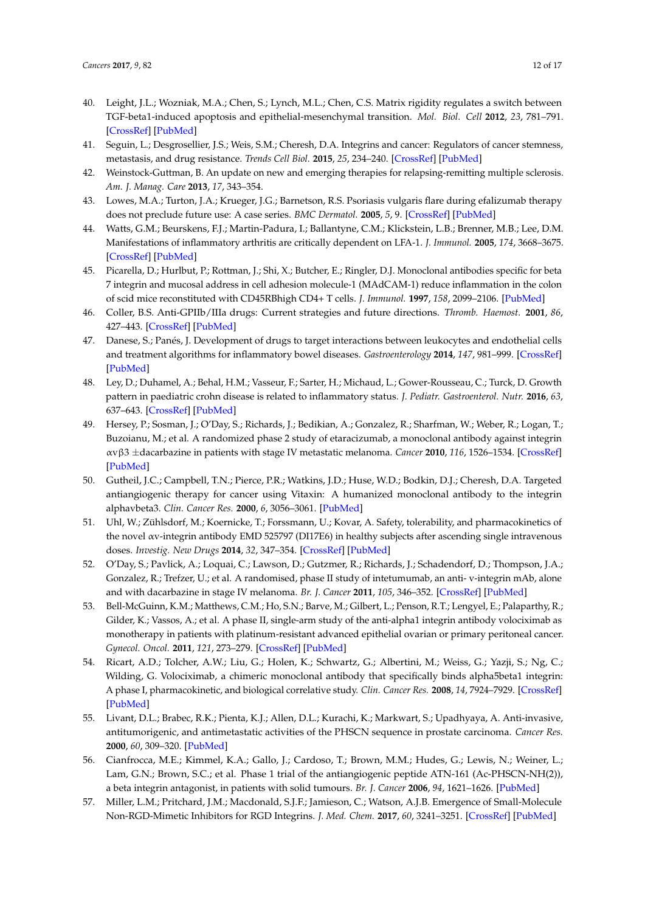40. Leight, J.L.; Wozniak, M.A.; Chen, S.; Lynch, M.L.; Chen, C.S. Matrix rigidity regulates a switch between TGF-beta1-induced apoptosis and epithelial-mesenchymal transition. *Mol. Biol. Cell* **2012**, *23*, 781–791. [CrossRef] [PubMed]
41. Seguin, L.; Desgrosellier, J.S.; Weis, S.M.; Cheresh, D.A. Integrins and cancer: Regulators of cancer stemness, metastasis, and drug resistance. *Trends Cell Biol.* **2015**, *25*, 234–240. [CrossRef] [PubMed]
42. Weinstock-Guttman, B. An update on new and emerging therapies for relapsing-remitting multiple sclerosis. *Am. J. Manag. Care* **2013**, *17*, 343–354.
43. Lowes, M.A.; Turton, J.A.; Krueger, J.G.; Barnetson, R.S. Psoriasis vulgaris flare during efalizumab therapy does not preclude future use: A case series. *BMC Dermatol.* **2005**, *5*, 9. [CrossRef] [PubMed]
44. Watts, G.M.; Beurskens, F.J.; Martin-Padura, I.; Ballantyne, C.M.; Klickstein, L.B.; Brenner, M.B.; Lee, D.M. Manifestations of inflammatory arthritis are critically dependent on LFA-1. *J. Immunol.* **2005**, *174*, 3668–3675. [CrossRef] [PubMed]
45. Picarella, D.; Hurlbut, P.; Rottman, J.; Shi, X.; Butcher, E.; Ringler, D.J. Monoclonal antibodies specific for beta 7 integrin and mucosal address in cell adhesion molecule-1 (MAdCAM-1) reduce inflammation in the colon of scid mice reconstituted with CD45RBhigh CD4+ T cells. *J. Immunol.* **1997**, *158*, 2099–2106. [PubMed]
46. Coller, B.S. Anti-GPIIb/IIIa drugs: Current strategies and future directions. *Thromb. Haemost.* **2001**, *86*, 427–443. [CrossRef] [PubMed]
47. Danese, S.; Panés, J. Development of drugs to target interactions between leukocytes and endothelial cells and treatment algorithms for inflammatory bowel diseases. *Gastroenterology* **2014**, *147*, 981–999. [CrossRef] [PubMed]
48. Ley, D.; Duhamel, A.; Behal, H.M.; Vasseur, F.; Sarter, H.; Michaud, L.; Gower-Rousseau, C.; Turck, D. Growth pattern in paediatric crohn disease is related to inflammatory status. *J. Pediatr. Gastroenterol. Nutr.* **2016**, *63*, 637–643. [CrossRef] [PubMed]
49. Hersey, P.; Sosman, J.; O'Day, S.; Richards, J.; Bedikian, A.; Gonzalez, R.; Sharfman, W.; Weber, R.; Logan, T.; Buzoianu, M.; et al. A randomized phase 2 study of etaracizumab, a monoclonal antibody against integrin $\alpha v\beta 3$ $\pm$dacarbazine in patients with stage IV metastatic melanoma. *Cancer* **2010**, *116*, 1526–1534. [CrossRef] [PubMed]
50. Gutheil, J.C.; Campbell, T.N.; Pierce, P.R.; Watkins, J.D.; Huse, W.D.; Bodkin, D.J.; Cheresh, D.A. Targeted antiangiogenic therapy for cancer using Vitaxin: A humanized monoclonal antibody to the integrin alphavbeta3. *Clin. Cancer Res.* **2000**, *6*, 3056–3061. [PubMed]
51. Uhl, W.; Zühlsdorf, M.; Koernicke, T.; Forssmann, U.; Kovar, A. Safety, tolerability, and pharmacokinetics of the novel $\alpha$v-integrin antibody EMD 525797 (DI17E6) in healthy subjects after ascending single intravenous doses. *Investig. New Drugs* **2014**, *32*, 347–354. [CrossRef] [PubMed]
52. O'Day, S.; Pavlick, A.; Loquai, C.; Lawson, D.; Gutzmer, R.; Richards, J.; Schadendorf, D.; Thompson, J.A.; Gonzalez, R.; Trefzer, U.; et al. A randomised, phase II study of intetumumab, an anti- v-integrin mAb, alone and with dacarbazine in stage IV melanoma. *Br. J. Cancer* **2011**, *105*, 346–352. [CrossRef] [PubMed]
53. Bell-McGuinn, K.M.; Matthews, C.M.; Ho, S.N.; Barve, M.; Gilbert, L.; Penson, R.T.; Lengyel, E.; Palaparthy, R.; Gilder, K.; Vassos, A.; et al. A phase II, single-arm study of the anti-alpha1 integrin antibody volociximab as monotherapy in patients with platinum-resistant advanced epithelial ovarian or primary peritoneal cancer. *Gynecol. Oncol.* **2011**, *121*, 273–279. [CrossRef] [PubMed]
54. Ricart, A.D.; Tolcher, A.W.; Liu, G.; Holen, K.; Schwartz, G.; Albertini, M.; Weiss, G.; Yazji, S.; Ng, C.; Wilding, G. Volociximab, a chimeric monoclonal antibody that specifically binds alpha5beta1 integrin: A phase I, pharmacokinetic, and biological correlative study. *Clin. Cancer Res.* **2008**, *14*, 7924–7929. [CrossRef] [PubMed]
55. Livant, D.L.; Brabec, R.K.; Pienta, K.J.; Allen, D.L.; Kurachi, K.; Markwart, S.; Upadhyaya, A. Anti-invasive, antitumorigenic, and antimetastatic activities of the PHSCN sequence in prostate carcinoma. *Cancer Res.* **2000**, *60*, 309–320. [PubMed]
56. Cianfrocca, M.E.; Kimmel, K.A.; Gallo, J.; Cardoso, T.; Brown, M.M.; Hudes, G.; Lewis, N.; Weiner, L.; Lam, G.N.; Brown, S.C.; et al. Phase 1 trial of the antiangiogenic peptide ATN-161 (Ac-PHSCN-NH(2)), a beta integrin antagonist, in patients with solid tumours. *Br. J. Cancer* **2006**, *94*, 1621–1626. [PubMed]
57. Miller, L.M.; Pritchard, J.M.; Macdonald, S.J.F.; Jamieson, C.; Watson, A.J.B. Emergence of Small-Molecule Non-RGD-Mimetic Inhibitors for RGD Integrins. *J. Med. Chem.* **2017**, *60*, 3241–3251. [CrossRef] [PubMed]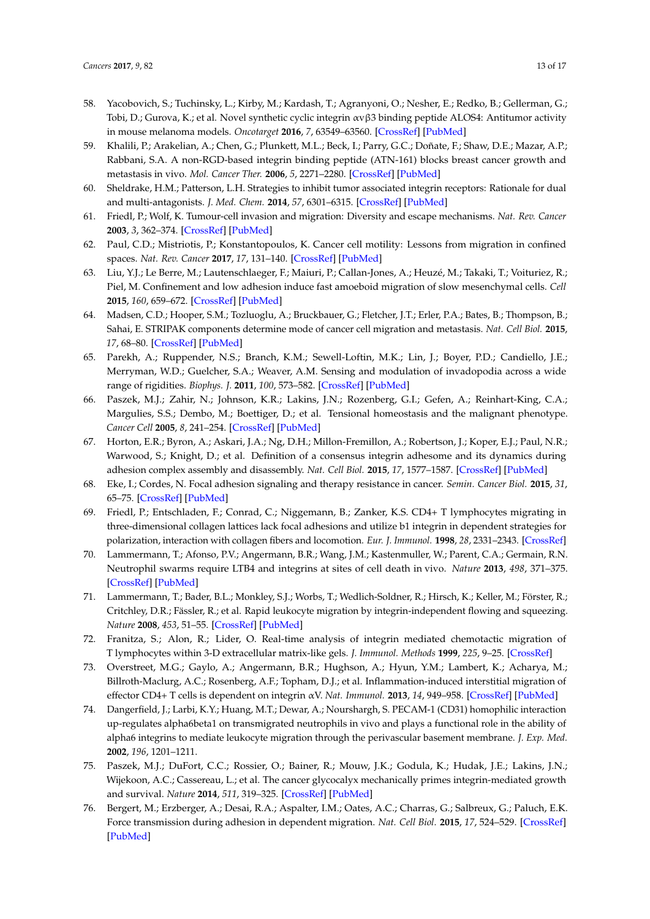58. Yacobovich, S.; Tuchinsky, L.; Kirby, M.; Kardash, T.; Agranyoni, O.; Nesher, E.; Redko, B.; Gellerman, G.; Tobi, D.; Gurova, K.; et al. Novel synthetic cyclic integrin αvβ3 binding peptide ALOS4: Antitumor activity in mouse melanoma models. *Oncotarget* **2016**, *7*, 63549–63560. [CrossRef] [PubMed]
59. Khalili, P.; Arakelian, A.; Chen, G.; Plunkett, M.L.; Beck, I.; Parry, G.C.; Doñate, F.; Shaw, D.E.; Mazar, A.P.; Rabbani, S.A. A non-RGD-based integrin binding peptide (ATN-161) blocks breast cancer growth and metastasis in vivo. *Mol. Cancer Ther.* **2006**, *5*, 2271–2280. [CrossRef] [PubMed]
60. Sheldrake, H.M.; Patterson, L.H. Strategies to inhibit tumor associated integrin receptors: Rationale for dual and multi-antagonists. *J. Med. Chem.* **2014**, *57*, 6301–6315. [CrossRef] [PubMed]
61. Friedl, P.; Wolf, K. Tumour-cell invasion and migration: Diversity and escape mechanisms. *Nat. Rev. Cancer* **2003**, *3*, 362–374. [CrossRef] [PubMed]
62. Paul, C.D.; Mistriotis, P.; Konstantopoulos, K. Cancer cell motility: Lessons from migration in confined spaces. *Nat. Rev. Cancer* **2017**, *17*, 131–140. [CrossRef] [PubMed]
63. Liu, Y.J.; Le Berre, M.; Lautenschlaeger, F.; Maiuri, P.; Callan-Jones, A.; Heuzé, M.; Takaki, T.; Voituriez, R.; Piel, M. Confinement and low adhesion induce fast amoeboid migration of slow mesenchymal cells. *Cell* **2015**, *160*, 659–672. [CrossRef] [PubMed]
64. Madsen, C.D.; Hooper, S.M.; Tozluoglu, A.; Bruckbauer, G.; Fletcher, J.T.; Erler, P.A.; Bates, B.; Thompson, B.; Sahai, E. STRIPAK components determine mode of cancer cell migration and metastasis. *Nat. Cell Biol.* **2015**, *17*, 68–80. [CrossRef] [PubMed]
65. Parekh, A.; Ruppender, N.S.; Branch, K.M.; Sewell-Loftin, M.K.; Lin, J.; Boyer, P.D.; Candiello, J.E.; Merryman, W.D.; Guelcher, S.A.; Weaver, A.M. Sensing and modulation of invadopodia across a wide range of rigidities. *Biophys. J.* **2011**, *100*, 573–582. [CrossRef] [PubMed]
66. Paszek, M.J.; Zahir, N.; Johnson, K.R.; Lakins, J.N.; Rozenberg, G.I.; Gefen, A.; Reinhart-King, C.A.; Margulies, S.S.; Dembo, M.; Boettiger, D.; et al. Tensional homeostasis and the malignant phenotype. *Cancer Cell* **2005**, *8*, 241–254. [CrossRef] [PubMed]
67. Horton, E.R.; Byron, A.; Askari, J.A.; Ng, D.H.; Millon-Fremillon, A.; Robertson, J.; Koper, E.J.; Paul, N.R.; Warwood, S.; Knight, D.; et al. Definition of a consensus integrin adhesome and its dynamics during adhesion complex assembly and disassembly. *Nat. Cell Biol.* **2015**, *17*, 1577–1587. [CrossRef] [PubMed]
68. Eke, I.; Cordes, N. Focal adhesion signaling and therapy resistance in cancer. *Semin. Cancer Biol.* **2015**, *31*, 65–75. [CrossRef] [PubMed]
69. Friedl, P.; Entschladen, F.; Conrad, C.; Niggemann, B.; Zanker, K.S. CD4+ T lymphocytes migrating in three-dimensional collagen lattices lack focal adhesions and utilize b1 integrin in dependent strategies for polarization, interaction with collagen fibers and locomotion. *Eur. J. Immunol.* **1998**, *28*, 2331–2343. [CrossRef]
70. Lammermann, T.; Afonso, P.V.; Angermann, B.R.; Wang, J.M.; Kastenmuller, W.; Parent, C.A.; Germain, R.N. Neutrophil swarms require LTB4 and integrins at sites of cell death in vivo. *Nature* **2013**, *498*, 371–375. [CrossRef] [PubMed]
71. Lammermann, T.; Bader, B.L.; Monkley, S.J.; Worbs, T.; Wedlich-Soldner, R.; Hirsch, K.; Keller, M.; Förster, R.; Critchley, D.R.; Fässler, R.; et al. Rapid leukocyte migration by integrin-independent flowing and squeezing. *Nature* **2008**, *453*, 51–55. [CrossRef] [PubMed]
72. Franitza, S.; Alon, R.; Lider, O. Real-time analysis of integrin mediated chemotactic migration of T lymphocytes within 3-D extracellular matrix-like gels. *J. Immunol. Methods* **1999**, *225*, 9–25. [CrossRef]
73. Overstreet, M.G.; Gaylo, A.; Angermann, B.R.; Hughson, A.; Hyun, Y.M.; Lambert, K.; Acharya, M.; Billroth-Maclurg, A.C.; Rosenberg, A.F.; Topham, D.J.; et al. Inflammation-induced interstitial migration of effector CD4+ T cells is dependent on integrin αV. *Nat. Immunol.* **2013**, *14*, 949–958. [CrossRef] [PubMed]
74. Dangerfield, J.; Larbi, K.Y.; Huang, M.T.; Dewar, A.; Nourshargh, S. PECAM-1 (CD31) homophilic interaction up-regulates alpha6beta1 on transmigrated neutrophils in vivo and plays a functional role in the ability of alpha6 integrins to mediate leukocyte migration through the perivascular basement membrane. *J. Exp. Med.* **2002**, *196*, 1201–1211.
75. Paszek, M.J.; DuFort, C.C.; Rossier, O.; Bainer, R.; Mouw, J.K.; Godula, K.; Hudak, J.E.; Lakins, J.N.; Wijekoon, A.C.; Cassereau, L.; et al. The cancer glycocalyx mechanically primes integrin-mediated growth and survival. *Nature* **2014**, *511*, 319–325. [CrossRef] [PubMed]
76. Bergert, M.; Erzberger, A.; Desai, R.A.; Aspalter, I.M.; Oates, A.C.; Charras, G.; Salbreux, G.; Paluch, E.K. Force transmission during adhesion in dependent migration. *Nat. Cell Biol.* **2015**, *17*, 524–529. [CrossRef] [PubMed]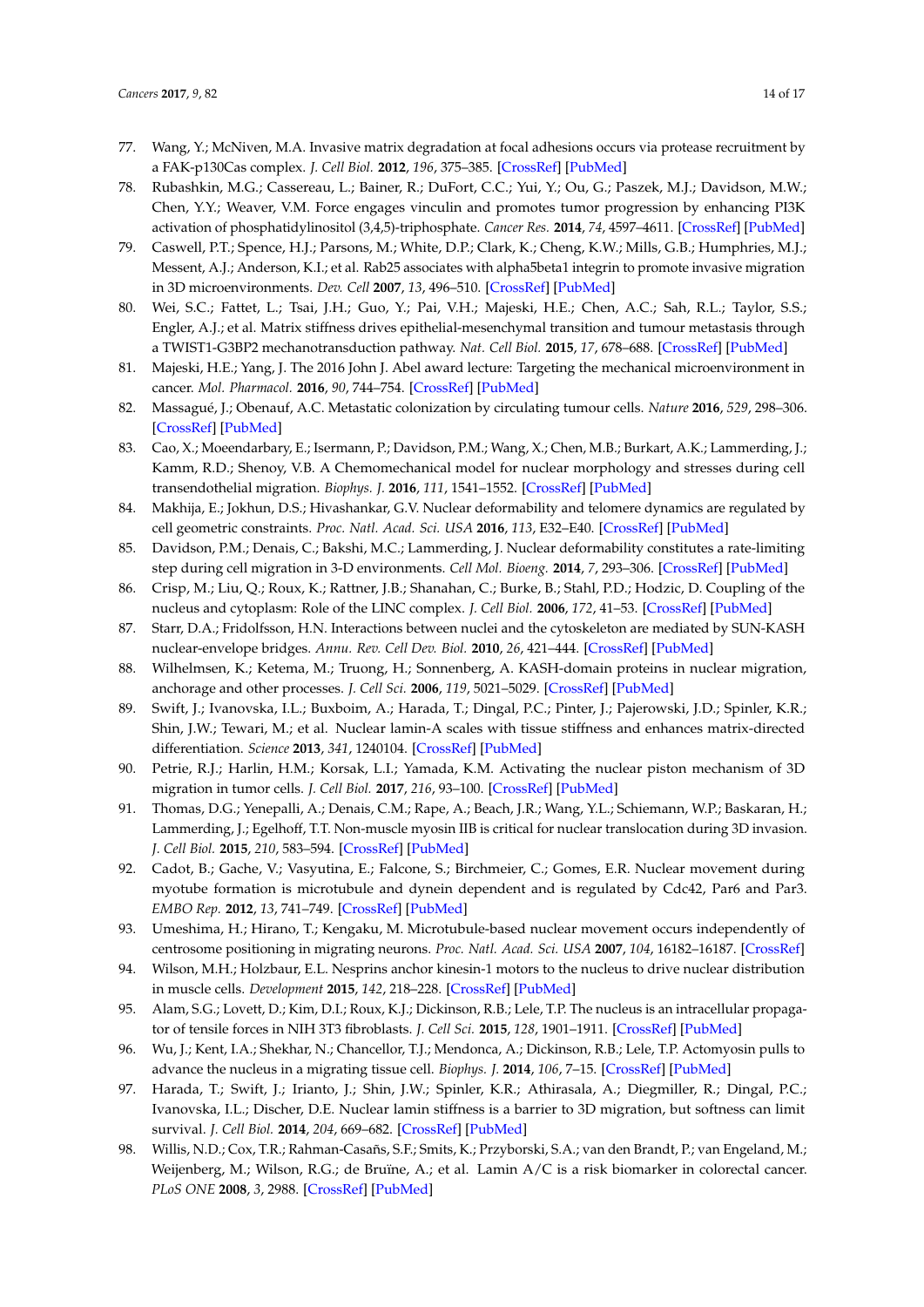77. Wang, Y.; McNiven, M.A. Invasive matrix degradation at focal adhesions occurs via protease recruitment by a FAK-p130Cas complex. *J. Cell Biol.* **2012**, *196*, 375–385. [CrossRef] [PubMed]
78. Rubashkin, M.G.; Cassereau, L.; Bainer, R.; DuFort, C.C.; Yui, Y.; Ou, G.; Paszek, M.J.; Davidson, M.W.; Chen, Y.Y.; Weaver, V.M. Force engages vinculin and promotes tumor progression by enhancing PI3K activation of phosphatidylinositol (3,4,5)-triphosphate. *Cancer Res.* **2014**, *74*, 4597–4611. [CrossRef] [PubMed]
79. Caswell, P.T.; Spence, H.J.; Parsons, M.; White, D.P.; Clark, K.; Cheng, K.W.; Mills, G.B.; Humphries, M.J.; Messent, A.J.; Anderson, K.I.; et al. Rab25 associates with alpha5beta1 integrin to promote invasive migration in 3D microenvironments. *Dev. Cell* **2007**, *13*, 496–510. [CrossRef] [PubMed]
80. Wei, S.C.; Fattet, L.; Tsai, J.H.; Guo, Y.; Pai, V.H.; Majeski, H.E.; Chen, A.C.; Sah, R.L.; Taylor, S.S.; Engler, A.J.; et al. Matrix stiffness drives epithelial-mesenchymal transition and tumour metastasis through a TWIST1-G3BP2 mechanotransduction pathway. *Nat. Cell Biol.* **2015**, *17*, 678–688. [CrossRef] [PubMed]
81. Majeski, H.E.; Yang, J. The 2016 John J. Abel award lecture: Targeting the mechanical microenvironment in cancer. *Mol. Pharmacol.* **2016**, *90*, 744–754. [CrossRef] [PubMed]
82. Massagué, J.; Obenauf, A.C. Metastatic colonization by circulating tumour cells. *Nature* **2016**, *529*, 298–306. [CrossRef] [PubMed]
83. Cao, X.; Moeendarbary, E.; Isermann, P.; Davidson, P.M.; Wang, X.; Chen, M.B.; Burkart, A.K.; Lammerding, J.; Kamm, R.D.; Shenoy, V.B. A Chemomechanical model for nuclear morphology and stresses during cell transendothelial migration. *Biophys. J.* **2016**, *111*, 1541–1552. [CrossRef] [PubMed]
84. Makhija, E.; Jokhun, D.S.; Hivashankar, G.V. Nuclear deformability and telomere dynamics are regulated by cell geometric constraints. *Proc. Natl. Acad. Sci. USA* **2016**, *113*, E32–E40. [CrossRef] [PubMed]
85. Davidson, P.M.; Denais, C.; Bakshi, M.C.; Lammerding, J. Nuclear deformability constitutes a rate-limiting step during cell migration in 3-D environments. *Cell Mol. Bioeng.* **2014**, *7*, 293–306. [CrossRef] [PubMed]
86. Crisp, M.; Liu, Q.; Roux, K.; Rattner, J.B.; Shanahan, C.; Burke, B.; Stahl, P.D.; Hodzic, D. Coupling of the nucleus and cytoplasm: Role of the LINC complex. *J. Cell Biol.* **2006**, *172*, 41–53. [CrossRef] [PubMed]
87. Starr, D.A.; Fridolfsson, H.N. Interactions between nuclei and the cytoskeleton are mediated by SUN-KASH nuclear-envelope bridges. *Annu. Rev. Cell Dev. Biol.* **2010**, *26*, 421–444. [CrossRef] [PubMed]
88. Wilhelmsen, K.; Ketema, M.; Truong, H.; Sonnenberg, A. KASH-domain proteins in nuclear migration, anchorage and other processes. *J. Cell Sci.* **2006**, *119*, 5021–5029. [CrossRef] [PubMed]
89. Swift, J.; Ivanovska, I.L.; Buxboim, A.; Harada, T.; Dingal, P.C.; Pinter, J.; Pajerowski, J.D.; Spinler, K.R.; Shin, J.W.; Tewari, M.; et al. Nuclear lamin-A scales with tissue stiffness and enhances matrix-directed differentiation. *Science* **2013**, *341*, 1240104. [CrossRef] [PubMed]
90. Petrie, R.J.; Harlin, H.M.; Korsak, L.I.; Yamada, K.M. Activating the nuclear piston mechanism of 3D migration in tumor cells. *J. Cell Biol.* **2017**, *216*, 93–100. [CrossRef] [PubMed]
91. Thomas, D.G.; Yenepalli, A.; Denais, C.M.; Rape, A.; Beach, J.R.; Wang, Y.L.; Schiemann, W.P.; Baskaran, H.; Lammerding, J.; Egelhoff, T.T. Non-muscle myosin IIB is critical for nuclear translocation during 3D invasion. *J. Cell Biol.* **2015**, *210*, 583–594. [CrossRef] [PubMed]
92. Cadot, B.; Gache, V.; Vasyutina, E.; Falcone, S.; Birchmeier, C.; Gomes, E.R. Nuclear movement during myotube formation is microtubule and dynein dependent and is regulated by Cdc42, Par6 and Par3. *EMBO Rep.* **2012**, *13*, 741–749. [CrossRef] [PubMed]
93. Umeshima, H.; Hirano, T.; Kengaku, M. Microtubule-based nuclear movement occurs independently of centrosome positioning in migrating neurons. *Proc. Natl. Acad. Sci. USA* **2007**, *104*, 16182–16187. [CrossRef]
94. Wilson, M.H.; Holzbaur, E.L. Nesprins anchor kinesin-1 motors to the nucleus to drive nuclear distribution in muscle cells. *Development* **2015**, *142*, 218–228. [CrossRef] [PubMed]
95. Alam, S.G.; Lovett, D.; Kim, D.I.; Roux, K.J.; Dickinson, R.B.; Lele, T.P. The nucleus is an intracellular propagator of tensile forces in NIH 3T3 fibroblasts. *J. Cell Sci.* **2015**, *128*, 1901–1911. [CrossRef] [PubMed]
96. Wu, J.; Kent, I.A.; Shekhar, N.; Chancellor, T.J.; Mendonca, A.; Dickinson, R.B.; Lele, T.P. Actomyosin pulls to advance the nucleus in a migrating tissue cell. *Biophys. J.* **2014**, *106*, 7–15. [CrossRef] [PubMed]
97. Harada, T.; Swift, J.; Irianto, J.; Shin, J.W.; Spinler, K.R.; Athirasala, A.; Diegmiller, R.; Dingal, P.C.; Ivanovska, I.L.; Discher, D.E. Nuclear lamin stiffness is a barrier to 3D migration, but softness can limit survival. *J. Cell Biol.* **2014**, *204*, 669–682. [CrossRef] [PubMed]
98. Willis, N.D.; Cox, T.R.; Rahman-Casañs, S.F.; Smits, K.; Przyborski, S.A.; van den Brandt, P.; van Engeland, M.; Weijenberg, M.; Wilson, R.G.; de Bruïne, A.; et al. Lamin A/C is a risk biomarker in colorectal cancer. *PLoS ONE* **2008**, *3*, 2988. [CrossRef] [PubMed]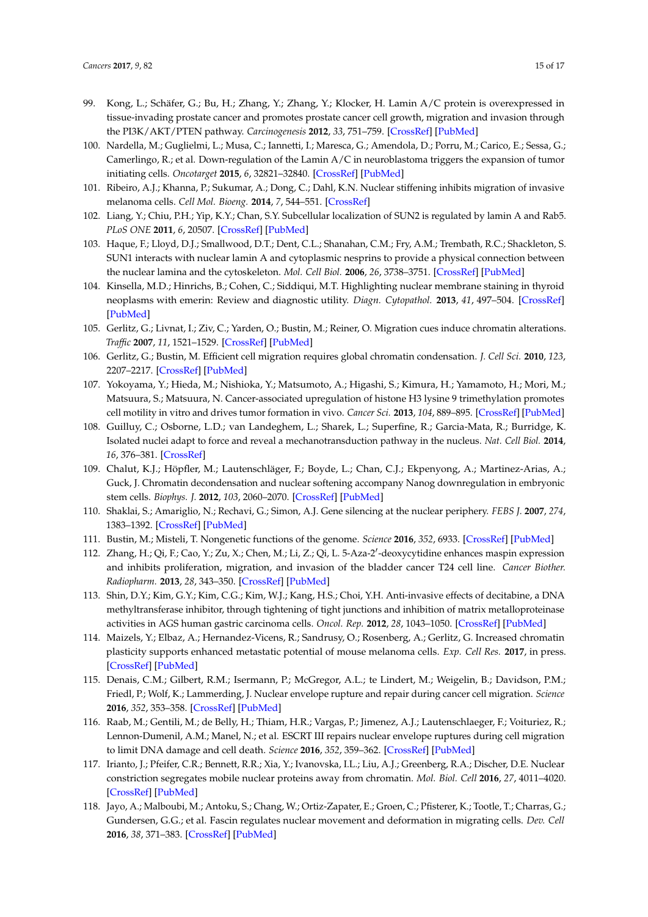99. Kong, L.; Schäfer, G.; Bu, H.; Zhang, Y.; Zhang, Y.; Klocker, H. Lamin A/C protein is overexpressed in tissue-invading prostate cancer and promotes prostate cancer cell growth, migration and invasion through the PI3K/AKT/PTEN pathway. *Carcinogenesis* **2012**, *33*, 751–759. [CrossRef] [PubMed]
100. Nardella, M.; Guglielmi, L.; Musa, C.; Iannetti, I.; Maresca, G.; Amendola, D.; Porru, M.; Carico, E.; Sessa, G.; Camerlingo, R.; et al. Down-regulation of the Lamin A/C in neuroblastoma triggers the expansion of tumor initiating cells. *Oncotarget* **2015**, *6*, 32821–32840. [CrossRef] [PubMed]
101. Ribeiro, A.J.; Khanna, P.; Sukumar, A.; Dong, C.; Dahl, K.N. Nuclear stiffening inhibits migration of invasive melanoma cells. *Cell Mol. Bioeng.* **2014**, *7*, 544–551. [CrossRef]
102. Liang, Y.; Chiu, P.H.; Yip, K.Y.; Chan, S.Y. Subcellular localization of SUN2 is regulated by lamin A and Rab5. *PLoS ONE* **2011**, *6*, 20507. [CrossRef] [PubMed]
103. Haque, F.; Lloyd, D.J.; Smallwood, D.T.; Dent, C.L.; Shanahan, C.M.; Fry, A.M.; Trembath, R.C.; Shackleton, S. SUN1 interacts with nuclear lamin A and cytoplasmic nesprins to provide a physical connection between the nuclear lamina and the cytoskeleton. *Mol. Cell Biol.* **2006**, *26*, 3738–3751. [CrossRef] [PubMed]
104. Kinsella, M.D.; Hinrichs, B.; Cohen, C.; Siddiqui, M.T. Highlighting nuclear membrane staining in thyroid neoplasms with emerin: Review and diagnostic utility. *Diagn. Cytopathol.* **2013**, *41*, 497–504. [CrossRef] [PubMed]
105. Gerlitz, G.; Livnat, I.; Ziv, C.; Yarden, O.; Bustin, M.; Reiner, O. Migration cues induce chromatin alterations. *Traffic* **2007**, *11*, 1521–1529. [CrossRef] [PubMed]
106. Gerlitz, G.; Bustin, M. Efficient cell migration requires global chromatin condensation. *J. Cell Sci.* **2010**, *123*, 2207–2217. [CrossRef] [PubMed]
107. Yokoyama, Y.; Hieda, M.; Nishioka, Y.; Matsumoto, A.; Higashi, S.; Kimura, H.; Yamamoto, H.; Mori, M.; Matsuura, S.; Matsuura, N. Cancer-associated upregulation of histone H3 lysine 9 trimethylation promotes cell motility in vitro and drives tumor formation in vivo. *Cancer Sci.* **2013**, *104*, 889–895. [CrossRef] [PubMed]
108. Guilluy, C.; Osborne, L.D.; van Landeghem, L.; Sharek, L.; Superfine, R.; Garcia-Mata, R.; Burridge, K. Isolated nuclei adapt to force and reveal a mechanotransduction pathway in the nucleus. *Nat. Cell Biol.* **2014**, *16*, 376–381. [CrossRef]
109. Chalut, K.J.; Höpfler, M.; Lautenschläger, F.; Boyde, L.; Chan, C.J.; Ekpenyong, A.; Martinez-Arias, A.; Guck, J. Chromatin decondensation and nuclear softening accompany Nanog downregulation in embryonic stem cells. *Biophys. J.* **2012**, *103*, 2060–2070. [CrossRef] [PubMed]
110. Shaklai, S.; Amariglio, N.; Rechavi, G.; Simon, A.J. Gene silencing at the nuclear periphery. *FEBS J.* **2007**, *274*, 1383–1392. [CrossRef] [PubMed]
111. Bustin, M.; Misteli, T. Nongenetic functions of the genome. *Science* **2016**, *352*, 6933. [CrossRef] [PubMed]
112. Zhang, H.; Qi, F.; Cao, Y.; Zu, X.; Chen, M.; Li, Z.; Qi, L. 5-Aza-2′-deoxycytidine enhances maspin expression and inhibits proliferation, migration, and invasion of the bladder cancer T24 cell line. *Cancer Biother. Radiopharm.* **2013**, *28*, 343–350. [CrossRef] [PubMed]
113. Shin, D.Y.; Kim, G.Y.; Kim, C.G.; Kim, W.J.; Kang, H.S.; Choi, Y.H. Anti-invasive effects of decitabine, a DNA methyltransferase inhibitor, through tightening of tight junctions and inhibition of matrix metalloproteinase activities in AGS human gastric carcinoma cells. *Oncol. Rep.* **2012**, *28*, 1043–1050. [CrossRef] [PubMed]
114. Maizels, Y.; Elbaz, A.; Hernandez-Vicens, R.; Sandrusy, O.; Rosenberg, A.; Gerlitz, G. Increased chromatin plasticity supports enhanced metastatic potential of mouse melanoma cells. *Exp. Cell Res.* **2017**, in press. [CrossRef] [PubMed]
115. Denais, C.M.; Gilbert, R.M.; Isermann, P.; McGregor, A.L.; te Lindert, M.; Weigelin, B.; Davidson, P.M.; Friedl, P.; Wolf, K.; Lammerding, J. Nuclear envelope rupture and repair during cancer cell migration. *Science* **2016**, *352*, 353–358. [CrossRef] [PubMed]
116. Raab, M.; Gentili, M.; de Belly, H.; Thiam, H.R.; Vargas, P.; Jimenez, A.J.; Lautenschlaeger, F.; Voituriez, R.; Lennon-Dumenil, A.M.; Manel, N.; et al. ESCRT III repairs nuclear envelope ruptures during cell migration to limit DNA damage and cell death. *Science* **2016**, *352*, 359–362. [CrossRef] [PubMed]
117. Irianto, J.; Pfeifer, C.R.; Bennett, R.R.; Xia, Y.; Ivanovska, I.L.; Liu, A.J.; Greenberg, R.A.; Discher, D.E. Nuclear constriction segregates mobile nuclear proteins away from chromatin. *Mol. Biol. Cell* **2016**, *27*, 4011–4020. [CrossRef] [PubMed]
118. Jayo, A.; Malboubi, M.; Antoku, S.; Chang, W.; Ortiz-Zapater, E.; Groen, C.; Pfisterer, K.; Tootle, T.; Charras, G.; Gundersen, G.G.; et al. Fascin regulates nuclear movement and deformation in migrating cells. *Dev. Cell* **2016**, *38*, 371–383. [CrossRef] [PubMed]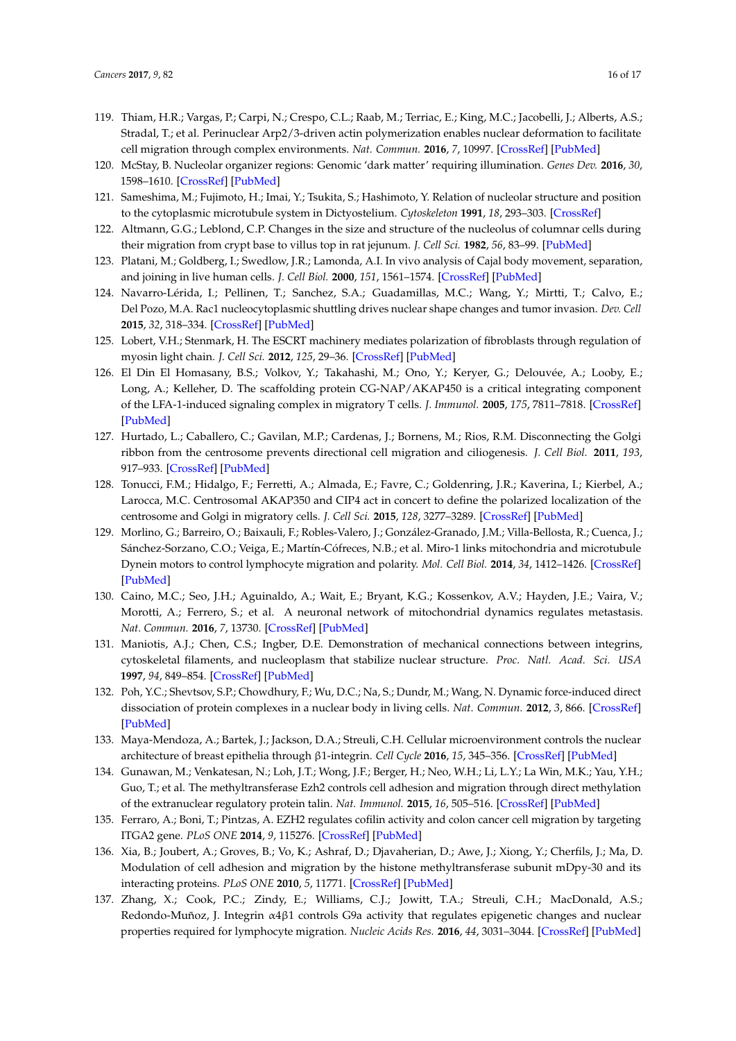119. Thiam, H.R.; Vargas, P.; Carpi, N.; Crespo, C.L.; Raab, M.; Terriac, E.; King, M.C.; Jacobelli, J.; Alberts, A.S.; Stradal, T.; et al. Perinuclear Arp2/3-driven actin polymerization enables nuclear deformation to facilitate cell migration through complex environments. *Nat. Commun.* **2016**, *7*, 10997. [CrossRef] [PubMed]
120. McStay, B. Nucleolar organizer regions: Genomic 'dark matter' requiring illumination. *Genes Dev.* **2016**, *30*, 1598–1610. [CrossRef] [PubMed]
121. Sameshima, M.; Fujimoto, H.; Imai, Y.; Tsukita, S.; Hashimoto, Y. Relation of nucleolar structure and position to the cytoplasmic microtubule system in Dictyostelium. *Cytoskeleton* **1991**, *18*, 293–303. [CrossRef]
122. Altmann, G.G.; Leblond, C.P. Changes in the size and structure of the nucleolus of columnar cells during their migration from crypt base to villus top in rat jejunum. *J. Cell Sci.* **1982**, *56*, 83–99. [PubMed]
123. Platani, M.; Goldberg, I.; Swedlow, J.R.; Lamonda, A.I. In vivo analysis of Cajal body movement, separation, and joining in live human cells. *J. Cell Biol.* **2000**, *151*, 1561–1574. [CrossRef] [PubMed]
124. Navarro-Lérida, I.; Pellinen, T.; Sanchez, S.A.; Guadamillas, M.C.; Wang, Y.; Mirtti, T.; Calvo, E.; Del Pozo, M.A. Rac1 nucleocytoplasmic shuttling drives nuclear shape changes and tumor invasion. *Dev. Cell* **2015**, *32*, 318–334. [CrossRef] [PubMed]
125. Lobert, V.H.; Stenmark, H. The ESCRT machinery mediates polarization of fibroblasts through regulation of myosin light chain. *J. Cell Sci.* **2012**, *125*, 29–36. [CrossRef] [PubMed]
126. El Din El Homasany, B.S.; Volkov, Y.; Takahashi, M.; Ono, Y.; Keryer, G.; Delouvée, A.; Looby, E.; Long, A.; Kelleher, D. The scaffolding protein CG-NAP/AKAP450 is a critical integrating component of the LFA-1-induced signaling complex in migratory T cells. *J. Immunol.* **2005**, *175*, 7811–7818. [CrossRef] [PubMed]
127. Hurtado, L.; Caballero, C.; Gavilan, M.P.; Cardenas, J.; Bornens, M.; Rios, R.M. Disconnecting the Golgi ribbon from the centrosome prevents directional cell migration and ciliogenesis. *J. Cell Biol.* **2011**, *193*, 917–933. [CrossRef] [PubMed]
128. Tonucci, F.M.; Hidalgo, F.; Ferretti, A.; Almada, E.; Favre, C.; Goldenring, J.R.; Kaverina, I.; Kierbel, A.; Larocca, M.C. Centrosomal AKAP350 and CIP4 act in concert to define the polarized localization of the centrosome and Golgi in migratory cells. *J. Cell Sci.* **2015**, *128*, 3277–3289. [CrossRef] [PubMed]
129. Morlino, G.; Barreiro, O.; Baixauli, F.; Robles-Valero, J.; González-Granado, J.M.; Villa-Bellosta, R.; Cuenca, J.; Sánchez-Sorzano, C.O.; Veiga, E.; Martín-Cófreces, N.B.; et al. Miro-1 links mitochondria and microtubule Dynein motors to control lymphocyte migration and polarity. *Mol. Cell Biol.* **2014**, *34*, 1412–1426. [CrossRef] [PubMed]
130. Caino, M.C.; Seo, J.H.; Aguinaldo, A.; Wait, E.; Bryant, K.G.; Kossenkov, A.V.; Hayden, J.E.; Vaira, V.; Morotti, A.; Ferrero, S.; et al. A neuronal network of mitochondrial dynamics regulates metastasis. *Nat. Commun.* **2016**, *7*, 13730. [CrossRef] [PubMed]
131. Maniotis, A.J.; Chen, C.S.; Ingber, D.E. Demonstration of mechanical connections between integrins, cytoskeletal filaments, and nucleoplasm that stabilize nuclear structure. *Proc. Natl. Acad. Sci. USA* **1997**, *94*, 849–854. [CrossRef] [PubMed]
132. Poh, Y.C.; Shevtsov, S.P.; Chowdhury, F.; Wu, D.C.; Na, S.; Dundr, M.; Wang, N. Dynamic force-induced direct dissociation of protein complexes in a nuclear body in living cells. *Nat. Commun.* **2012**, *3*, 866. [CrossRef] [PubMed]
133. Maya-Mendoza, A.; Bartek, J.; Jackson, D.A.; Streuli, C.H. Cellular microenvironment controls the nuclear architecture of breast epithelia through β1-integrin. *Cell Cycle* **2016**, *15*, 345–356. [CrossRef] [PubMed]
134. Gunawan, M.; Venkatesan, N.; Loh, J.T.; Wong, J.F.; Berger, H.; Neo, W.H.; Li, L.Y.; La Win, M.K.; Yau, Y.H.; Guo, T.; et al. The methyltransferase Ezh2 controls cell adhesion and migration through direct methylation of the extranuclear regulatory protein talin. *Nat. Immunol.* **2015**, *16*, 505–516. [CrossRef] [PubMed]
135. Ferraro, A.; Boni, T.; Pintzas, A. EZH2 regulates cofilin activity and colon cancer cell migration by targeting ITGA2 gene. *PLoS ONE* **2014**, *9*, 115276. [CrossRef] [PubMed]
136. Xia, B.; Joubert, A.; Groves, B.; Vo, K.; Ashraf, D.; Djavaherian, D.; Awe, J.; Xiong, Y.; Cherfils, J.; Ma, D. Modulation of cell adhesion and migration by the histone methyltransferase subunit mDpy-30 and its interacting proteins. *PLoS ONE* **2010**, *5*, 11771. [CrossRef] [PubMed]
137. Zhang, X.; Cook, P.C.; Zindy, E.; Williams, C.J.; Jowitt, T.A.; Streuli, C.H.; MacDonald, A.S.; Redondo-Muñoz, J. Integrin α4β1 controls G9a activity that regulates epigenetic changes and nuclear properties required for lymphocyte migration. *Nucleic Acids Res.* **2016**, *44*, 3031–3044. [CrossRef] [PubMed]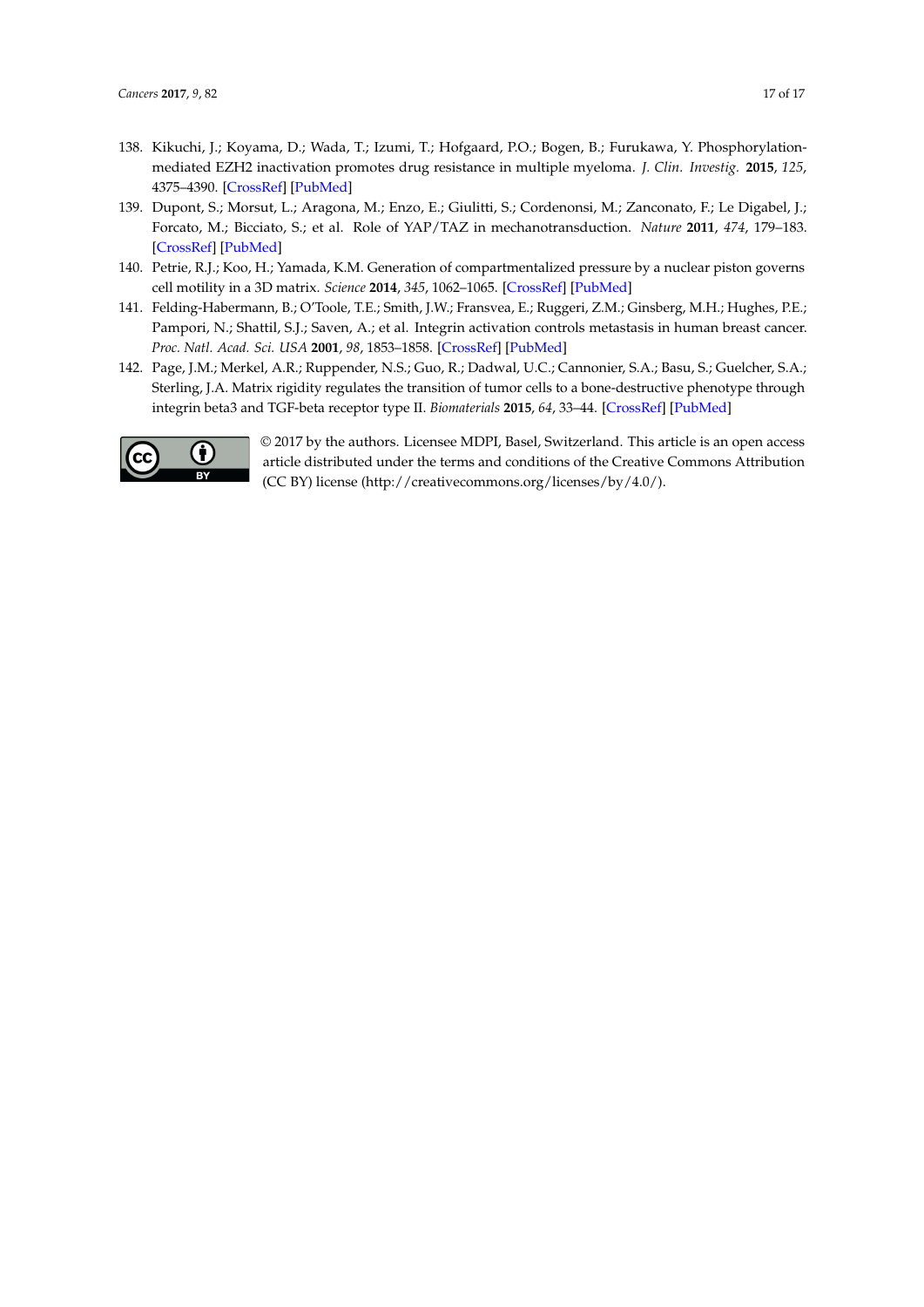138. Kikuchi, J.; Koyama, D.; Wada, T.; Izumi, T.; Hofgaard, P.O.; Bogen, B.; Furukawa, Y. Phosphorylation-mediated EZH2 inactivation promotes drug resistance in multiple myeloma. *J. Clin. Investig.* **2015**, *125*, 4375–4390. [CrossRef] [PubMed]
139. Dupont, S.; Morsut, L.; Aragona, M.; Enzo, E.; Giulitti, S.; Cordenonsi, M.; Zanconato, F.; Le Digabel, J.; Forcato, M.; Bicciato, S.; et al. Role of YAP/TAZ in mechanotransduction. *Nature* **2011**, *474*, 179–183. [CrossRef] [PubMed]
140. Petrie, R.J.; Koo, H.; Yamada, K.M. Generation of compartmentalized pressure by a nuclear piston governs cell motility in a 3D matrix. *Science* **2014**, *345*, 1062–1065. [CrossRef] [PubMed]
141. Felding-Habermann, B.; O'Toole, T.E.; Smith, J.W.; Fransvea, E.; Ruggeri, Z.M.; Ginsberg, M.H.; Hughes, P.E.; Pampori, N.; Shattil, S.J.; Saven, A.; et al. Integrin activation controls metastasis in human breast cancer. *Proc. Natl. Acad. Sci. USA* **2001**, *98*, 1853–1858. [CrossRef] [PubMed]
142. Page, J.M.; Merkel, A.R.; Ruppender, N.S.; Guo, R.; Dadwal, U.C.; Cannonier, S.A.; Basu, S.; Guelcher, S.A.; Sterling, J.A. Matrix rigidity regulates the transition of tumor cells to a bone-destructive phenotype through integrin beta3 and TGF-beta receptor type II. *Biomaterials* **2015**, *64*, 33–44. [CrossRef] [PubMed]

© 2017 by the authors. Licensee MDPI, Basel, Switzerland. This article is an open access article distributed under the terms and conditions of the Creative Commons Attribution (CC BY) license (http://creativecommons.org/licenses/by/4.0/).